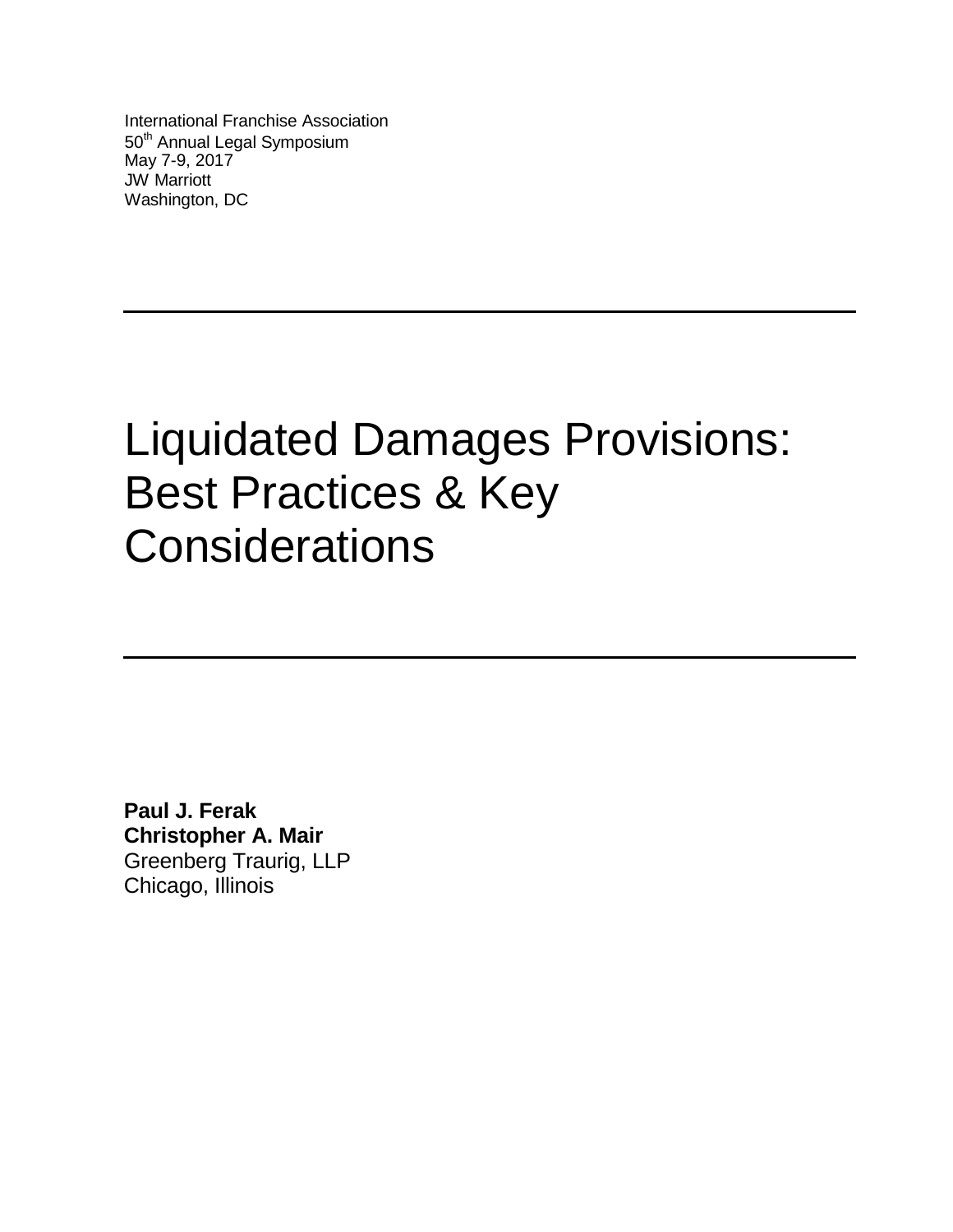International Franchise Association
50th Annual Legal Symposium
May 7-9, 2017
JW Marriott
Washington, DC

---

# Liquidated Damages Provisions: Best Practices & Key Considerations

---

**Paul J. Ferak**
**Christopher A. Mair**
Greenberg Traurig, LLP
Chicago, Illinois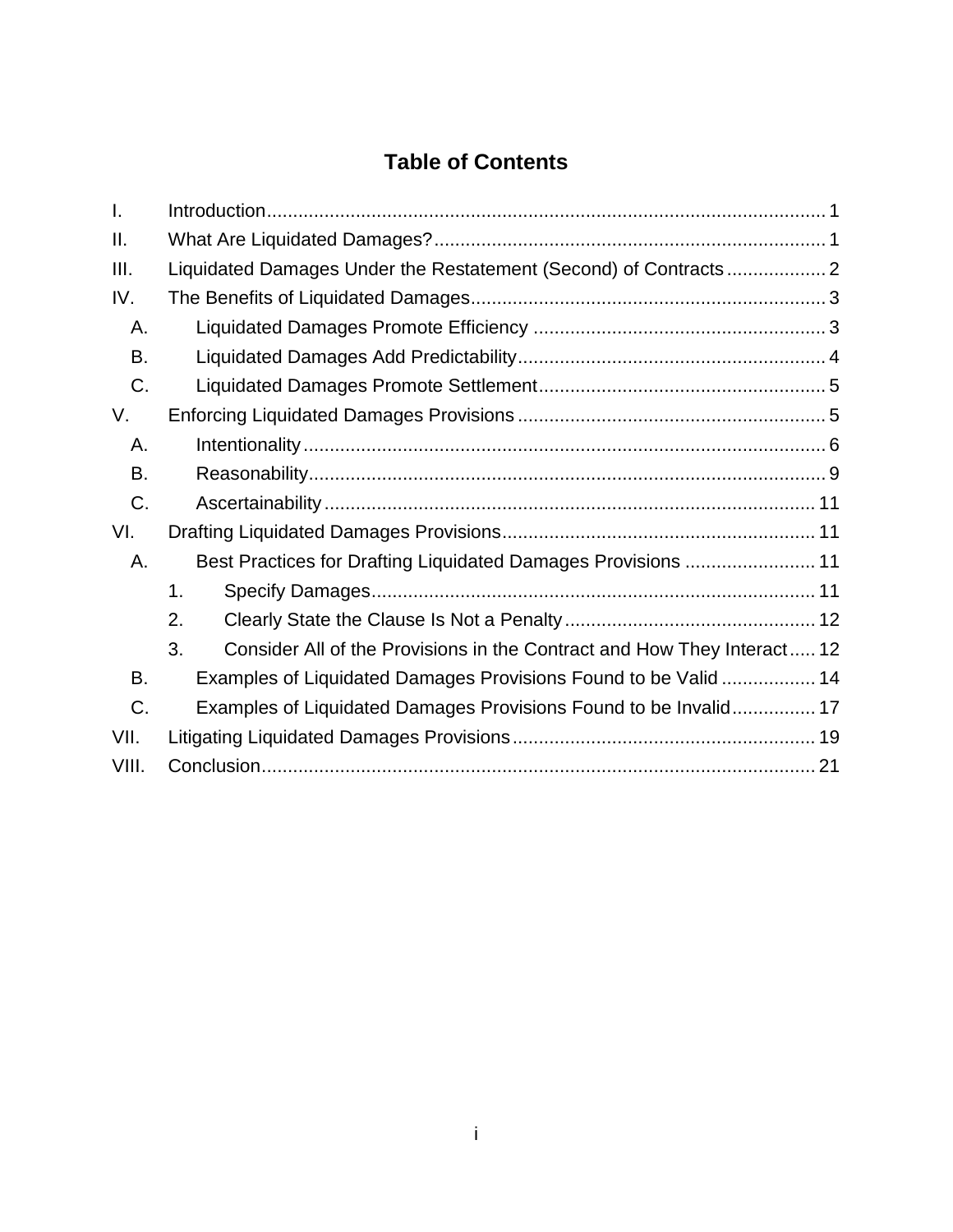# Table of Contents

- I. Introduction .......... 1
- II. What Are Liquidated Damages? .......... 1
- III. Liquidated Damages Under the Restatement (Second) of Contracts .......... 2
- IV. The Benefits of Liquidated Damages .......... 3
  - A. Liquidated Damages Promote Efficiency .......... 3
  - B. Liquidated Damages Add Predictability .......... 4
  - C. Liquidated Damages Promote Settlement .......... 5
- V. Enforcing Liquidated Damages Provisions .......... 5
  - A. Intentionality .......... 6
  - B. Reasonability .......... 9
  - C. Ascertainability .......... 11
- VI. Drafting Liquidated Damages Provisions .......... 11
  - A. Best Practices for Drafting Liquidated Damages Provisions .......... 11
    - 1. Specify Damages .......... 11
    - 2. Clearly State the Clause Is Not a Penalty .......... 12
    - 3. Consider All of the Provisions in the Contract and How They Interact .......... 12
  - B. Examples of Liquidated Damages Provisions Found to be Valid .......... 14
  - C. Examples of Liquidated Damages Provisions Found to be Invalid .......... 17
- VII. Litigating Liquidated Damages Provisions .......... 19
- VIII. Conclusion .......... 21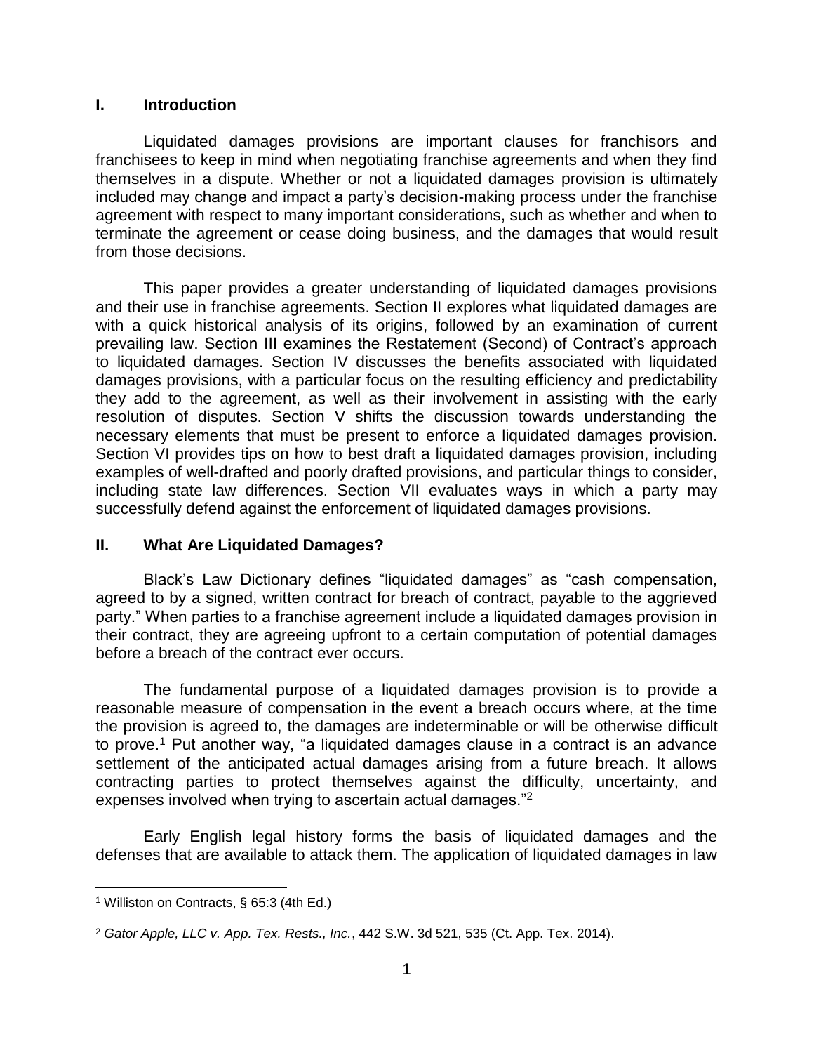## I. Introduction

Liquidated damages provisions are important clauses for franchisors and franchisees to keep in mind when negotiating franchise agreements and when they find themselves in a dispute. Whether or not a liquidated damages provision is ultimately included may change and impact a party's decision-making process under the franchise agreement with respect to many important considerations, such as whether and when to terminate the agreement or cease doing business, and the damages that would result from those decisions.

This paper provides a greater understanding of liquidated damages provisions and their use in franchise agreements. Section II explores what liquidated damages are with a quick historical analysis of its origins, followed by an examination of current prevailing law. Section III examines the Restatement (Second) of Contract's approach to liquidated damages. Section IV discusses the benefits associated with liquidated damages provisions, with a particular focus on the resulting efficiency and predictability they add to the agreement, as well as their involvement in assisting with the early resolution of disputes. Section V shifts the discussion towards understanding the necessary elements that must be present to enforce a liquidated damages provision. Section VI provides tips on how to best draft a liquidated damages provision, including examples of well-drafted and poorly drafted provisions, and particular things to consider, including state law differences. Section VII evaluates ways in which a party may successfully defend against the enforcement of liquidated damages provisions.

## II. What Are Liquidated Damages?

Black's Law Dictionary defines "liquidated damages" as "cash compensation, agreed to by a signed, written contract for breach of contract, payable to the aggrieved party." When parties to a franchise agreement include a liquidated damages provision in their contract, they are agreeing upfront to a certain computation of potential damages before a breach of the contract ever occurs.

The fundamental purpose of a liquidated damages provision is to provide a reasonable measure of compensation in the event a breach occurs where, at the time the provision is agreed to, the damages are indeterminable or will be otherwise difficult to prove.[1] Put another way, "a liquidated damages clause in a contract is an advance settlement of the anticipated actual damages arising from a future breach. It allows contracting parties to protect themselves against the difficulty, uncertainty, and expenses involved when trying to ascertain actual damages."[2]

Early English legal history forms the basis of liquidated damages and the defenses that are available to attack them. The application of liquidated damages in law

---

[1] Williston on Contracts, § 65:3 (4th Ed.)

[2] *Gator Apple, LLC v. App. Tex. Rests., Inc.*, 442 S.W. 3d 521, 535 (Ct. App. Tex. 2014).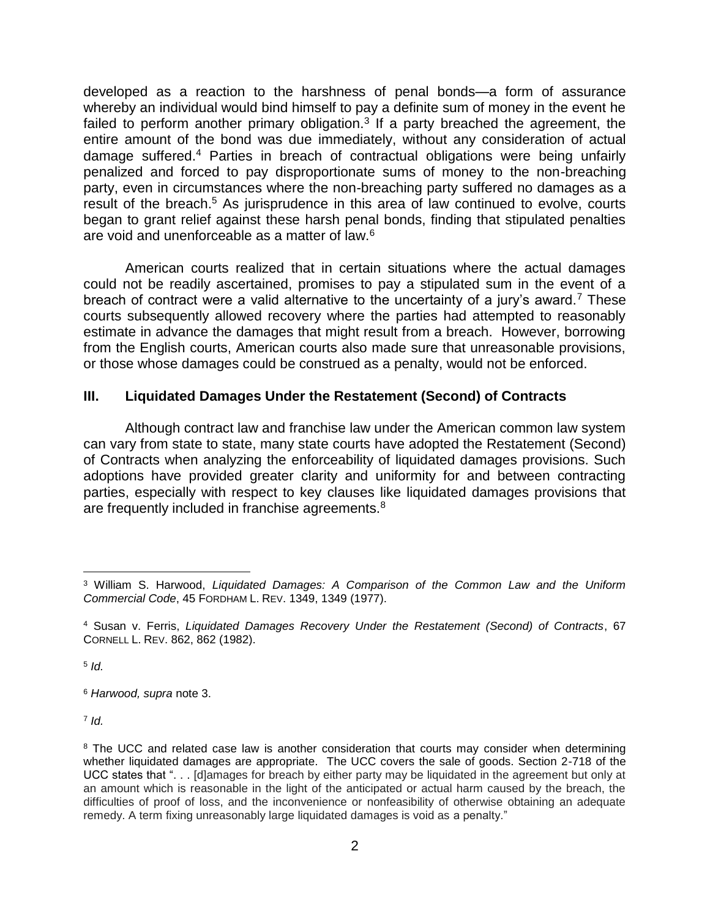developed as a reaction to the harshness of penal bonds—a form of assurance whereby an individual would bind himself to pay a definite sum of money in the event he failed to perform another primary obligation.[3] If a party breached the agreement, the entire amount of the bond was due immediately, without any consideration of actual damage suffered.[4] Parties in breach of contractual obligations were being unfairly penalized and forced to pay disproportionate sums of money to the non-breaching party, even in circumstances where the non-breaching party suffered no damages as a result of the breach.[5] As jurisprudence in this area of law continued to evolve, courts began to grant relief against these harsh penal bonds, finding that stipulated penalties are void and unenforceable as a matter of law.[6]

American courts realized that in certain situations where the actual damages could not be readily ascertained, promises to pay a stipulated sum in the event of a breach of contract were a valid alternative to the uncertainty of a jury's award.[7] These courts subsequently allowed recovery where the parties had attempted to reasonably estimate in advance the damages that might result from a breach. However, borrowing from the English courts, American courts also made sure that unreasonable provisions, or those whose damages could be construed as a penalty, would not be enforced.

## III. Liquidated Damages Under the Restatement (Second) of Contracts

Although contract law and franchise law under the American common law system can vary from state to state, many state courts have adopted the Restatement (Second) of Contracts when analyzing the enforceability of liquidated damages provisions. Such adoptions have provided greater clarity and uniformity for and between contracting parties, especially with respect to key clauses like liquidated damages provisions that are frequently included in franchise agreements.[8]

---

[3] William S. Harwood, *Liquidated Damages: A Comparison of the Common Law and the Uniform Commercial Code*, 45 FORDHAM L. REV. 1349, 1349 (1977).

[4] Susan v. Ferris, *Liquidated Damages Recovery Under the Restatement (Second) of Contracts*, 67 CORNELL L. REV. 862, 862 (1982).

[5] *Id.*

[6] *Harwood, supra* note 3.

[7] *Id.*

[8] The UCC and related case law is another consideration that courts may consider when determining whether liquidated damages are appropriate. The UCC covers the sale of goods. Section 2-718 of the UCC states that ". . . [d]amages for breach by either party may be liquidated in the agreement but only at an amount which is reasonable in the light of the anticipated or actual harm caused by the breach, the difficulties of proof of loss, and the inconvenience or nonfeasibility of otherwise obtaining an adequate remedy. A term fixing unreasonably large liquidated damages is void as a penalty."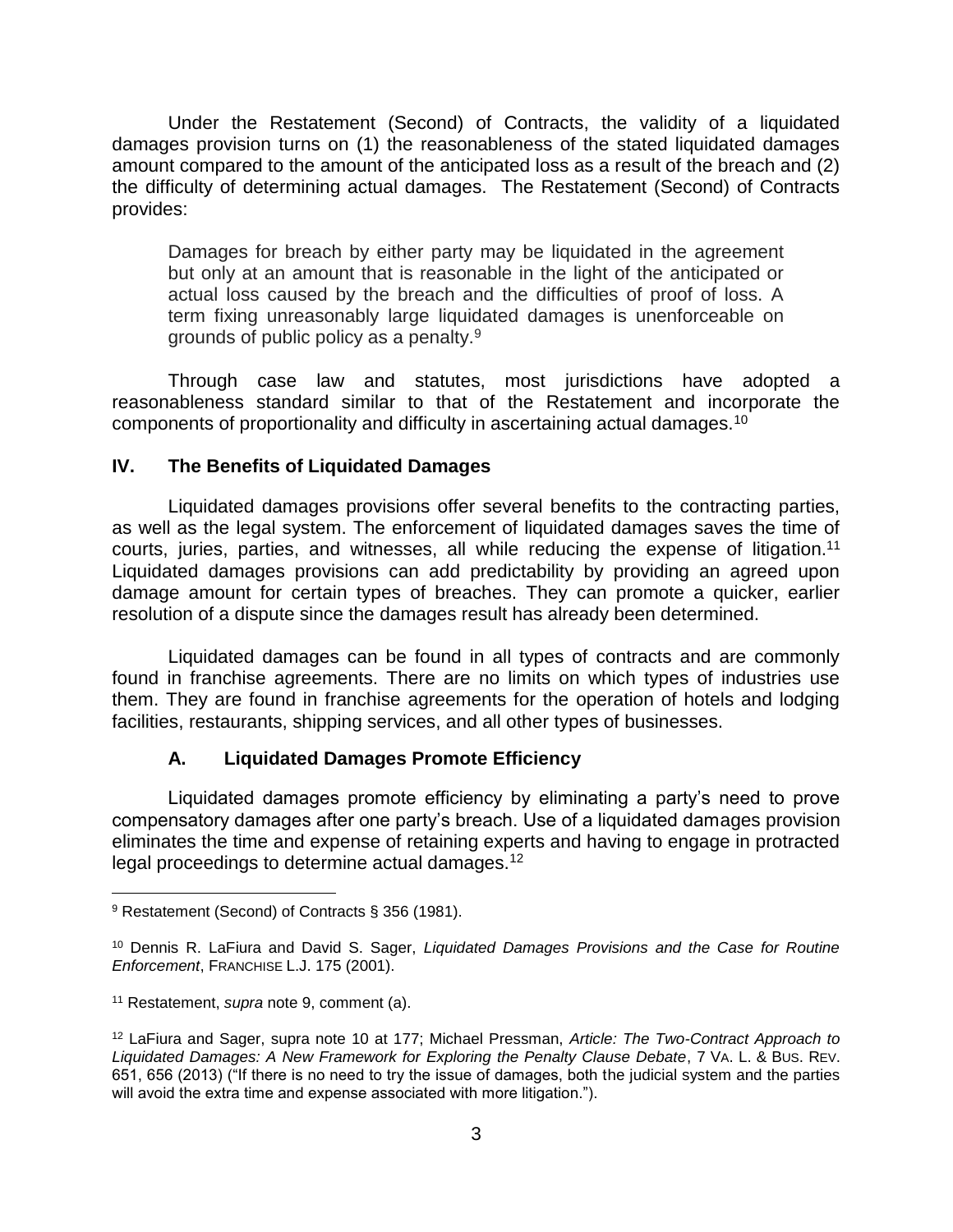Under the Restatement (Second) of Contracts, the validity of a liquidated damages provision turns on (1) the reasonableness of the stated liquidated damages amount compared to the amount of the anticipated loss as a result of the breach and (2) the difficulty of determining actual damages. The Restatement (Second) of Contracts provides:

> Damages for breach by either party may be liquidated in the agreement but only at an amount that is reasonable in the light of the anticipated or actual loss caused by the breach and the difficulties of proof of loss. A term fixing unreasonably large liquidated damages is unenforceable on grounds of public policy as a penalty.[9]

Through case law and statutes, most jurisdictions have adopted a reasonableness standard similar to that of the Restatement and incorporate the components of proportionality and difficulty in ascertaining actual damages.[10]

## IV. The Benefits of Liquidated Damages

Liquidated damages provisions offer several benefits to the contracting parties, as well as the legal system. The enforcement of liquidated damages saves the time of courts, juries, parties, and witnesses, all while reducing the expense of litigation.[11] Liquidated damages provisions can add predictability by providing an agreed upon damage amount for certain types of breaches. They can promote a quicker, earlier resolution of a dispute since the damages result has already been determined.

Liquidated damages can be found in all types of contracts and are commonly found in franchise agreements. There are no limits on which types of industries use them. They are found in franchise agreements for the operation of hotels and lodging facilities, restaurants, shipping services, and all other types of businesses.

### A. Liquidated Damages Promote Efficiency

Liquidated damages promote efficiency by eliminating a party's need to prove compensatory damages after one party's breach. Use of a liquidated damages provision eliminates the time and expense of retaining experts and having to engage in protracted legal proceedings to determine actual damages.[12]

---

[9] Restatement (Second) of Contracts § 356 (1981).

[10] Dennis R. LaFiura and David S. Sager, *Liquidated Damages Provisions and the Case for Routine Enforcement*, FRANCHISE L.J. 175 (2001).

[11] Restatement, *supra* note 9, comment (a).

[12] LaFiura and Sager, supra note 10 at 177; Michael Pressman, *Article: The Two-Contract Approach to Liquidated Damages: A New Framework for Exploring the Penalty Clause Debate*, 7 VA. L. & BUS. REV. 651, 656 (2013) ("If there is no need to try the issue of damages, both the judicial system and the parties will avoid the extra time and expense associated with more litigation.").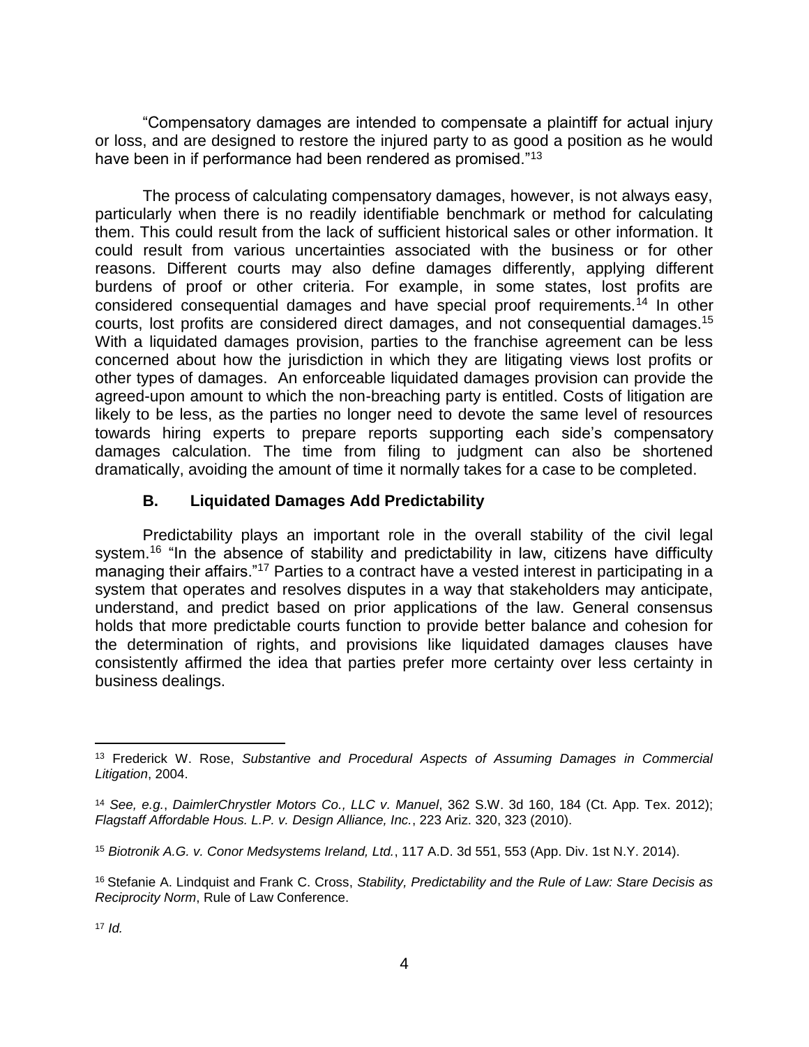"Compensatory damages are intended to compensate a plaintiff for actual injury or loss, and are designed to restore the injured party to as good a position as he would have been in if performance had been rendered as promised."[13]

The process of calculating compensatory damages, however, is not always easy, particularly when there is no readily identifiable benchmark or method for calculating them. This could result from the lack of sufficient historical sales or other information. It could result from various uncertainties associated with the business or for other reasons. Different courts may also define damages differently, applying different burdens of proof or other criteria. For example, in some states, lost profits are considered consequential damages and have special proof requirements.[14] In other courts, lost profits are considered direct damages, and not consequential damages.[15] With a liquidated damages provision, parties to the franchise agreement can be less concerned about how the jurisdiction in which they are litigating views lost profits or other types of damages. An enforceable liquidated damages provision can provide the agreed-upon amount to which the non-breaching party is entitled. Costs of litigation are likely to be less, as the parties no longer need to devote the same level of resources towards hiring experts to prepare reports supporting each side's compensatory damages calculation. The time from filing to judgment can also be shortened dramatically, avoiding the amount of time it normally takes for a case to be completed.

### B. Liquidated Damages Add Predictability

Predictability plays an important role in the overall stability of the civil legal system.[16] "In the absence of stability and predictability in law, citizens have difficulty managing their affairs."[17] Parties to a contract have a vested interest in participating in a system that operates and resolves disputes in a way that stakeholders may anticipate, understand, and predict based on prior applications of the law. General consensus holds that more predictable courts function to provide better balance and cohesion for the determination of rights, and provisions like liquidated damages clauses have consistently affirmed the idea that parties prefer more certainty over less certainty in business dealings.

---

[13] Frederick W. Rose, *Substantive and Procedural Aspects of Assuming Damages in Commercial Litigation*, 2004.

[14] *See, e.g.*, *DaimlerChrystler Motors Co., LLC v. Manuel*, 362 S.W. 3d 160, 184 (Ct. App. Tex. 2012); *Flagstaff Affordable Hous. L.P. v. Design Alliance, Inc.*, 223 Ariz. 320, 323 (2010).

[15] *Biotronik A.G. v. Conor Medsystems Ireland, Ltd.*, 117 A.D. 3d 551, 553 (App. Div. 1st N.Y. 2014).

[16] Stefanie A. Lindquist and Frank C. Cross, *Stability, Predictability and the Rule of Law: Stare Decisis as Reciprocity Norm*, Rule of Law Conference.

[17] *Id.*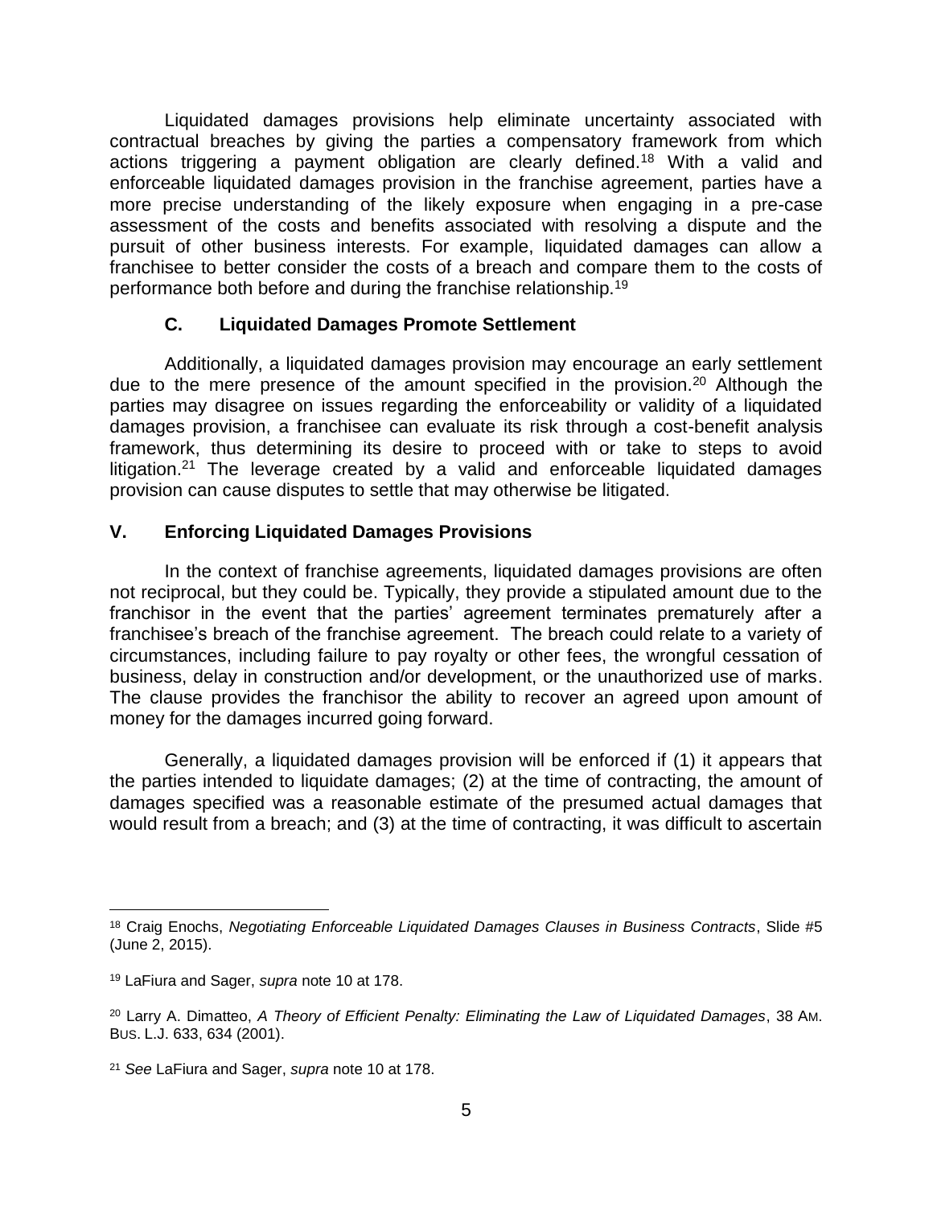Liquidated damages provisions help eliminate uncertainty associated with contractual breaches by giving the parties a compensatory framework from which actions triggering a payment obligation are clearly defined.[18] With a valid and enforceable liquidated damages provision in the franchise agreement, parties have a more precise understanding of the likely exposure when engaging in a pre-case assessment of the costs and benefits associated with resolving a dispute and the pursuit of other business interests. For example, liquidated damages can allow a franchisee to better consider the costs of a breach and compare them to the costs of performance both before and during the franchise relationship.[19]

### C. Liquidated Damages Promote Settlement

Additionally, a liquidated damages provision may encourage an early settlement due to the mere presence of the amount specified in the provision.[20] Although the parties may disagree on issues regarding the enforceability or validity of a liquidated damages provision, a franchisee can evaluate its risk through a cost-benefit analysis framework, thus determining its desire to proceed with or take to steps to avoid litigation.[21] The leverage created by a valid and enforceable liquidated damages provision can cause disputes to settle that may otherwise be litigated.

## V. Enforcing Liquidated Damages Provisions

In the context of franchise agreements, liquidated damages provisions are often not reciprocal, but they could be. Typically, they provide a stipulated amount due to the franchisor in the event that the parties' agreement terminates prematurely after a franchisee's breach of the franchise agreement. The breach could relate to a variety of circumstances, including failure to pay royalty or other fees, the wrongful cessation of business, delay in construction and/or development, or the unauthorized use of marks. The clause provides the franchisor the ability to recover an agreed upon amount of money for the damages incurred going forward.

Generally, a liquidated damages provision will be enforced if (1) it appears that the parties intended to liquidate damages; (2) at the time of contracting, the amount of damages specified was a reasonable estimate of the presumed actual damages that would result from a breach; and (3) at the time of contracting, it was difficult to ascertain

---

[18] Craig Enochs, *Negotiating Enforceable Liquidated Damages Clauses in Business Contracts*, Slide #5 (June 2, 2015).

[19] LaFiura and Sager, *supra* note 10 at 178.

[20] Larry A. Dimatteo, *A Theory of Efficient Penalty: Eliminating the Law of Liquidated Damages*, 38 AM. BUS. L.J. 633, 634 (2001).

[21] *See* LaFiura and Sager, *supra* note 10 at 178.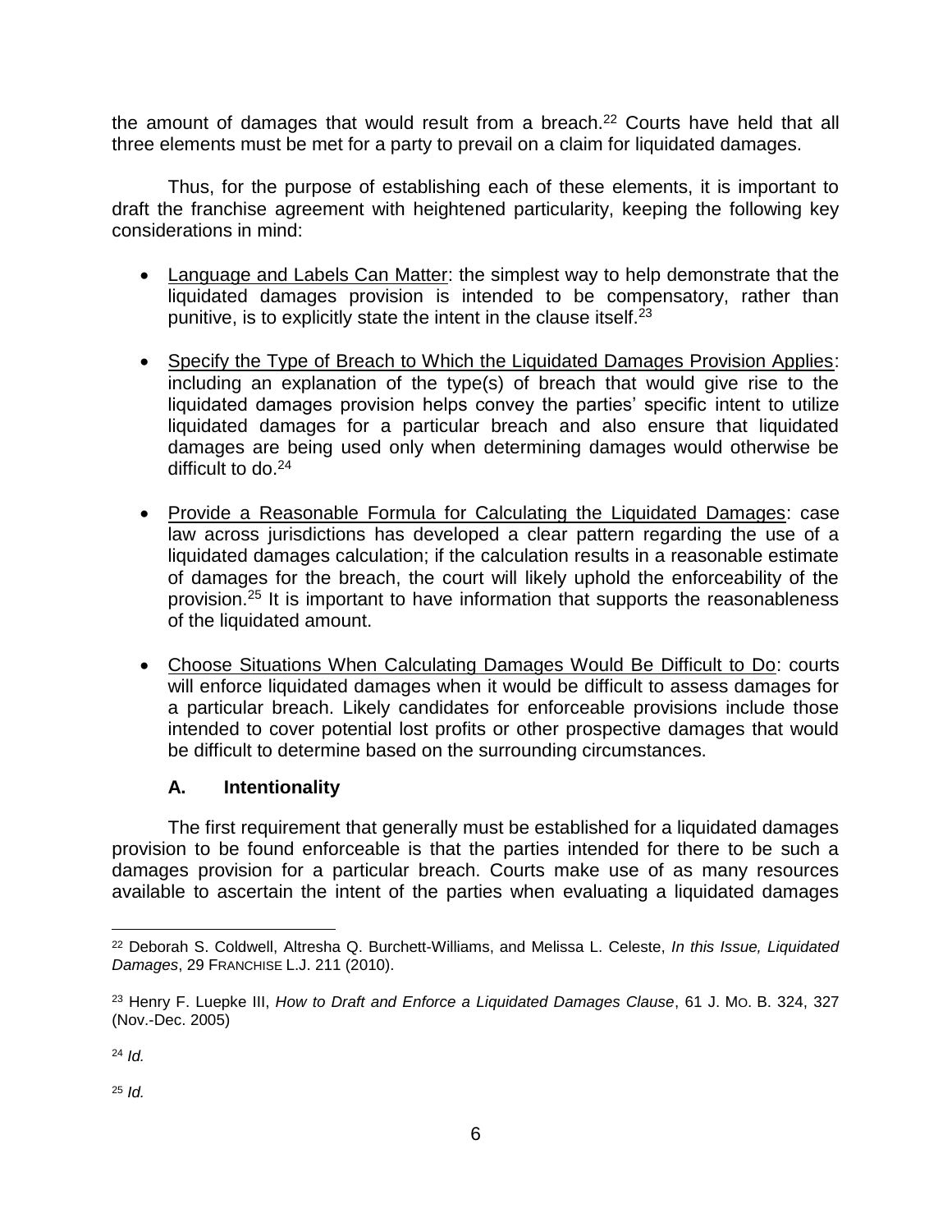the amount of damages that would result from a breach.[22] Courts have held that all three elements must be met for a party to prevail on a claim for liquidated damages.

Thus, for the purpose of establishing each of these elements, it is important to draft the franchise agreement with heightened particularity, keeping the following key considerations in mind:

- Language and Labels Can Matter: the simplest way to help demonstrate that the liquidated damages provision is intended to be compensatory, rather than punitive, is to explicitly state the intent in the clause itself.[23]

- Specify the Type of Breach to Which the Liquidated Damages Provision Applies: including an explanation of the type(s) of breach that would give rise to the liquidated damages provision helps convey the parties' specific intent to utilize liquidated damages for a particular breach and also ensure that liquidated damages are being used only when determining damages would otherwise be difficult to do.[24]

- Provide a Reasonable Formula for Calculating the Liquidated Damages: case law across jurisdictions has developed a clear pattern regarding the use of a liquidated damages calculation; if the calculation results in a reasonable estimate of damages for the breach, the court will likely uphold the enforceability of the provision.[25] It is important to have information that supports the reasonableness of the liquidated amount.

- Choose Situations When Calculating Damages Would Be Difficult to Do: courts will enforce liquidated damages when it would be difficult to assess damages for a particular breach. Likely candidates for enforceable provisions include those intended to cover potential lost profits or other prospective damages that would be difficult to determine based on the surrounding circumstances.

### A. Intentionality

The first requirement that generally must be established for a liquidated damages provision to be found enforceable is that the parties intended for there to be such a damages provision for a particular breach. Courts make use of as many resources available to ascertain the intent of the parties when evaluating a liquidated damages

---

[22] Deborah S. Coldwell, Altresha Q. Burchett-Williams, and Melissa L. Celeste, *In this Issue, Liquidated Damages*, 29 FRANCHISE L.J. 211 (2010).

[23] Henry F. Luepke III, *How to Draft and Enforce a Liquidated Damages Clause*, 61 J. MO. B. 324, 327 (Nov.-Dec. 2005)

[24] *Id.*

[25] *Id.*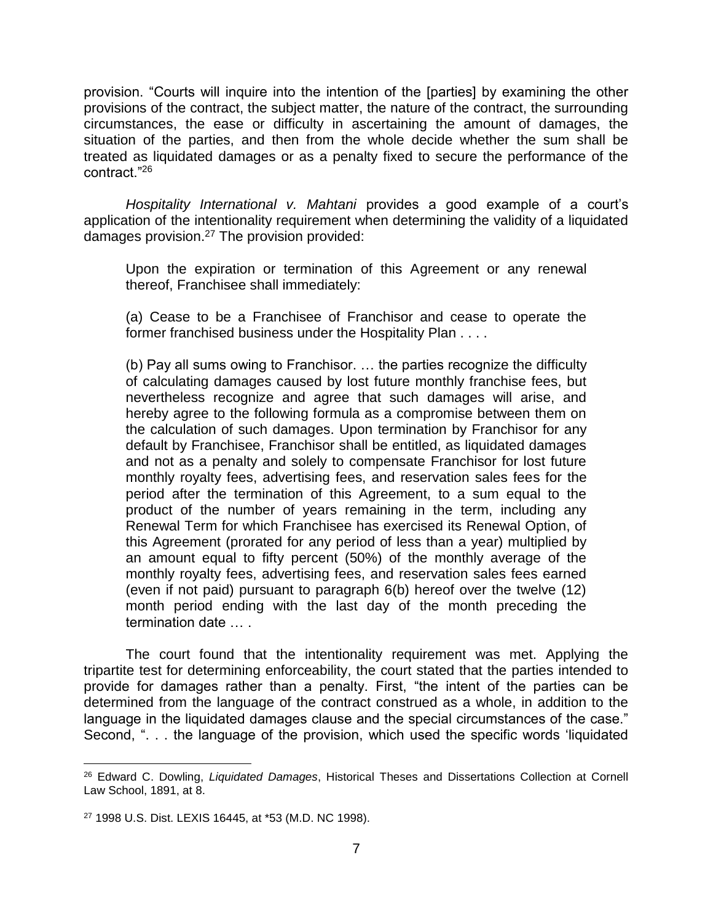provision. "Courts will inquire into the intention of the [parties] by examining the other provisions of the contract, the subject matter, the nature of the contract, the surrounding circumstances, the ease or difficulty in ascertaining the amount of damages, the situation of the parties, and then from the whole decide whether the sum shall be treated as liquidated damages or as a penalty fixed to secure the performance of the contract."[26]

*Hospitality International v. Mahtani* provides a good example of a court's application of the intentionality requirement when determining the validity of a liquidated damages provision.[27] The provision provided:

> Upon the expiration or termination of this Agreement or any renewal thereof, Franchisee shall immediately:
>
> (a) Cease to be a Franchisee of Franchisor and cease to operate the former franchised business under the Hospitality Plan . . . .
>
> (b) Pay all sums owing to Franchisor. … the parties recognize the difficulty of calculating damages caused by lost future monthly franchise fees, but nevertheless recognize and agree that such damages will arise, and hereby agree to the following formula as a compromise between them on the calculation of such damages. Upon termination by Franchisor for any default by Franchisee, Franchisor shall be entitled, as liquidated damages and not as a penalty and solely to compensate Franchisor for lost future monthly royalty fees, advertising fees, and reservation sales fees for the period after the termination of this Agreement, to a sum equal to the product of the number of years remaining in the term, including any Renewal Term for which Franchisee has exercised its Renewal Option, of this Agreement (prorated for any period of less than a year) multiplied by an amount equal to fifty percent (50%) of the monthly average of the monthly royalty fees, advertising fees, and reservation sales fees earned (even if not paid) pursuant to paragraph 6(b) hereof over the twelve (12) month period ending with the last day of the month preceding the termination date … .

The court found that the intentionality requirement was met. Applying the tripartite test for determining enforceability, the court stated that the parties intended to provide for damages rather than a penalty. First, "the intent of the parties can be determined from the language of the contract construed as a whole, in addition to the language in the liquidated damages clause and the special circumstances of the case." Second, ". . . the language of the provision, which used the specific words 'liquidated

---

[26] Edward C. Dowling, *Liquidated Damages*, Historical Theses and Dissertations Collection at Cornell Law School, 1891, at 8.

[27] 1998 U.S. Dist. LEXIS 16445, at *53 (M.D. NC 1998).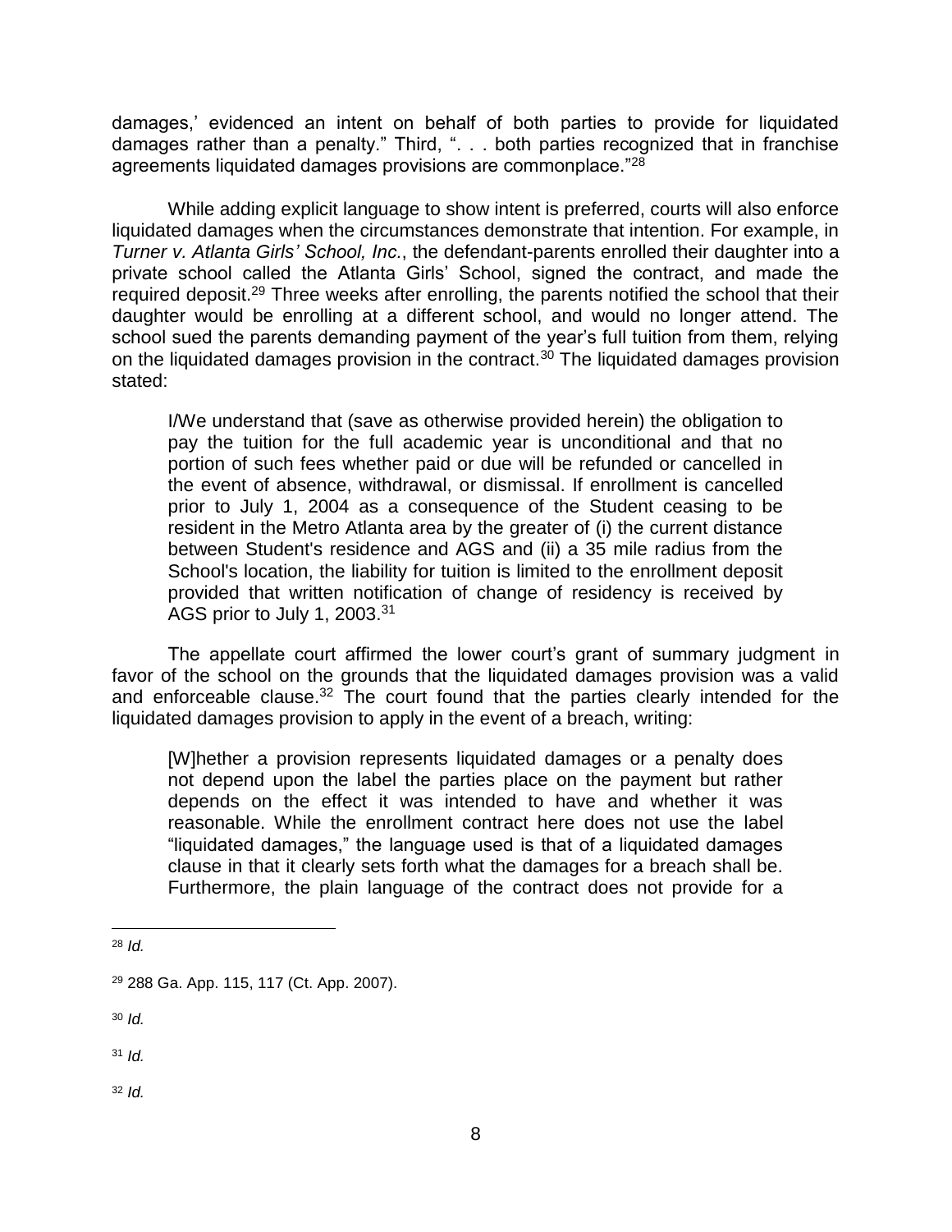damages,' evidenced an intent on behalf of both parties to provide for liquidated damages rather than a penalty." Third, ". . . both parties recognized that in franchise agreements liquidated damages provisions are commonplace."[28]

While adding explicit language to show intent is preferred, courts will also enforce liquidated damages when the circumstances demonstrate that intention. For example, in *Turner v. Atlanta Girls' School, Inc.*, the defendant-parents enrolled their daughter into a private school called the Atlanta Girls' School, signed the contract, and made the required deposit.[29] Three weeks after enrolling, the parents notified the school that their daughter would be enrolling at a different school, and would no longer attend. The school sued the parents demanding payment of the year's full tuition from them, relying on the liquidated damages provision in the contract.[30] The liquidated damages provision stated:

> I/We understand that (save as otherwise provided herein) the obligation to pay the tuition for the full academic year is unconditional and that no portion of such fees whether paid or due will be refunded or cancelled in the event of absence, withdrawal, or dismissal. If enrollment is cancelled prior to July 1, 2004 as a consequence of the Student ceasing to be resident in the Metro Atlanta area by the greater of (i) the current distance between Student's residence and AGS and (ii) a 35 mile radius from the School's location, the liability for tuition is limited to the enrollment deposit provided that written notification of change of residency is received by AGS prior to July 1, 2003.[31]

The appellate court affirmed the lower court's grant of summary judgment in favor of the school on the grounds that the liquidated damages provision was a valid and enforceable clause.[32] The court found that the parties clearly intended for the liquidated damages provision to apply in the event of a breach, writing:

> [W]hether a provision represents liquidated damages or a penalty does not depend upon the label the parties place on the payment but rather depends on the effect it was intended to have and whether it was reasonable. While the enrollment contract here does not use the label "liquidated damages," the language used is that of a liquidated damages clause in that it clearly sets forth what the damages for a breach shall be. Furthermore, the plain language of the contract does not provide for a

---

[28] *Id.*

[29] 288 Ga. App. 115, 117 (Ct. App. 2007).

[30] *Id.*

[31] *Id.*

[32] *Id.*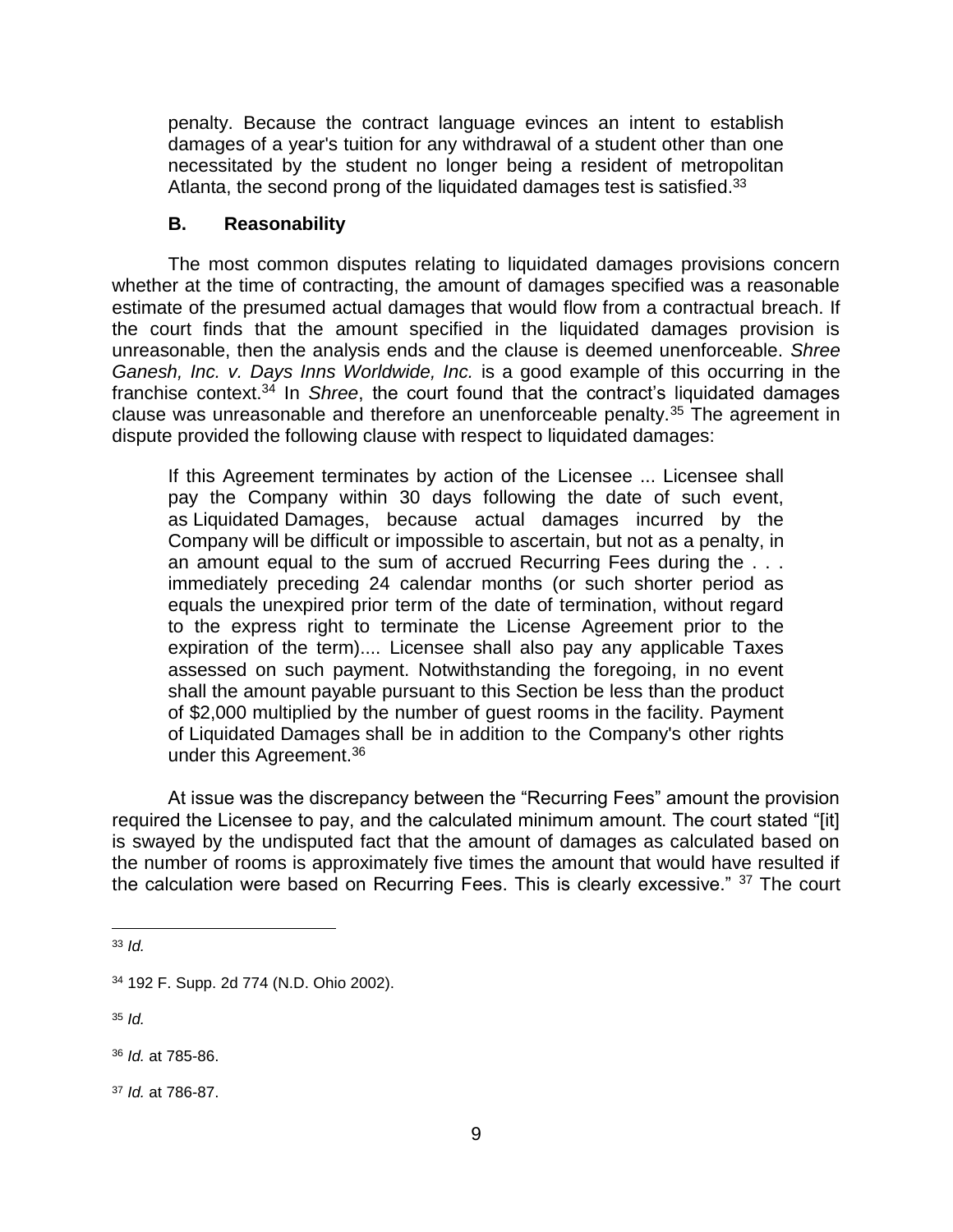penalty. Because the contract language evinces an intent to establish damages of a year's tuition for any withdrawal of a student other than one necessitated by the student no longer being a resident of metropolitan Atlanta, the second prong of the liquidated damages test is satisfied.[33]

### B. Reasonability

The most common disputes relating to liquidated damages provisions concern whether at the time of contracting, the amount of damages specified was a reasonable estimate of the presumed actual damages that would flow from a contractual breach. If the court finds that the amount specified in the liquidated damages provision is unreasonable, then the analysis ends and the clause is deemed unenforceable. *Shree Ganesh, Inc. v. Days Inns Worldwide, Inc.* is a good example of this occurring in the franchise context.[34] In *Shree*, the court found that the contract's liquidated damages clause was unreasonable and therefore an unenforceable penalty.[35] The agreement in dispute provided the following clause with respect to liquidated damages:

> If this Agreement terminates by action of the Licensee ... Licensee shall pay the Company within 30 days following the date of such event, as Liquidated Damages, because actual damages incurred by the Company will be difficult or impossible to ascertain, but not as a penalty, in an amount equal to the sum of accrued Recurring Fees during the . . . immediately preceding 24 calendar months (or such shorter period as equals the unexpired prior term of the date of termination, without regard to the express right to terminate the License Agreement prior to the expiration of the term).... Licensee shall also pay any applicable Taxes assessed on such payment. Notwithstanding the foregoing, in no event shall the amount payable pursuant to this Section be less than the product of $2,000 multiplied by the number of guest rooms in the facility. Payment of Liquidated Damages shall be in addition to the Company's other rights under this Agreement.[36]

At issue was the discrepancy between the "Recurring Fees" amount the provision required the Licensee to pay, and the calculated minimum amount. The court stated "[it] is swayed by the undisputed fact that the amount of damages as calculated based on the number of rooms is approximately five times the amount that would have resulted if the calculation were based on Recurring Fees. This is clearly excessive." [37] The court

---

[33] *Id.*

[34] 192 F. Supp. 2d 774 (N.D. Ohio 2002).

[35] *Id.*

[36] *Id.* at 785-86.

[37] *Id.* at 786-87.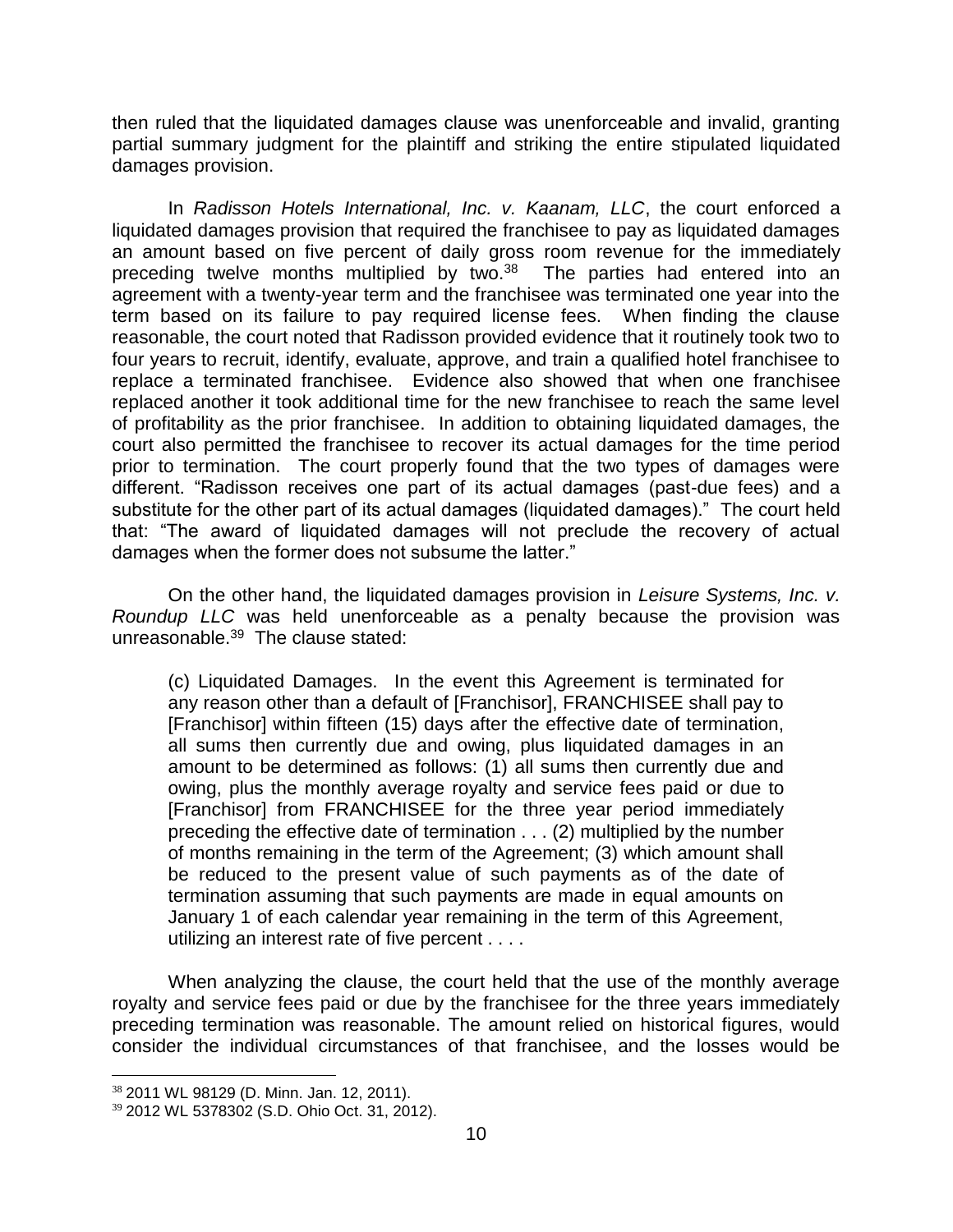then ruled that the liquidated damages clause was unenforceable and invalid, granting partial summary judgment for the plaintiff and striking the entire stipulated liquidated damages provision.

In *Radisson Hotels International, Inc. v. Kaanam, LLC*, the court enforced a liquidated damages provision that required the franchisee to pay as liquidated damages an amount based on five percent of daily gross room revenue for the immediately preceding twelve months multiplied by two.[38] The parties had entered into an agreement with a twenty-year term and the franchisee was terminated one year into the term based on its failure to pay required license fees. When finding the clause reasonable, the court noted that Radisson provided evidence that it routinely took two to four years to recruit, identify, evaluate, approve, and train a qualified hotel franchisee to replace a terminated franchisee. Evidence also showed that when one franchisee replaced another it took additional time for the new franchisee to reach the same level of profitability as the prior franchisee. In addition to obtaining liquidated damages, the court also permitted the franchisee to recover its actual damages for the time period prior to termination. The court properly found that the two types of damages were different. "Radisson receives one part of its actual damages (past-due fees) and a substitute for the other part of its actual damages (liquidated damages)." The court held that: "The award of liquidated damages will not preclude the recovery of actual damages when the former does not subsume the latter."

On the other hand, the liquidated damages provision in *Leisure Systems, Inc. v. Roundup LLC* was held unenforceable as a penalty because the provision was unreasonable.[39] The clause stated:

> (c) Liquidated Damages. In the event this Agreement is terminated for any reason other than a default of [Franchisor], FRANCHISEE shall pay to [Franchisor] within fifteen (15) days after the effective date of termination, all sums then currently due and owing, plus liquidated damages in an amount to be determined as follows: (1) all sums then currently due and owing, plus the monthly average royalty and service fees paid or due to [Franchisor] from FRANCHISEE for the three year period immediately preceding the effective date of termination . . . (2) multiplied by the number of months remaining in the term of the Agreement; (3) which amount shall be reduced to the present value of such payments as of the date of termination assuming that such payments are made in equal amounts on January 1 of each calendar year remaining in the term of this Agreement, utilizing an interest rate of five percent . . . .

When analyzing the clause, the court held that the use of the monthly average royalty and service fees paid or due by the franchisee for the three years immediately preceding termination was reasonable. The amount relied on historical figures, would consider the individual circumstances of that franchisee, and the losses would be

---

[38] 2011 WL 98129 (D. Minn. Jan. 12, 2011).

[39] 2012 WL 5378302 (S.D. Ohio Oct. 31, 2012).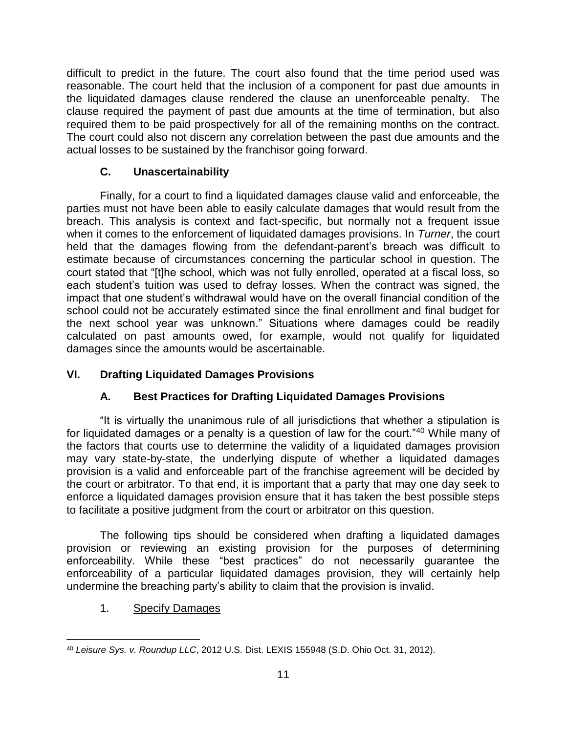difficult to predict in the future. The court also found that the time period used was reasonable. The court held that the inclusion of a component for past due amounts in the liquidated damages clause rendered the clause an unenforceable penalty. The clause required the payment of past due amounts at the time of termination, but also required them to be paid prospectively for all of the remaining months on the contract. The court could also not discern any correlation between the past due amounts and the actual losses to be sustained by the franchisor going forward.

### C. Unascertainability

Finally, for a court to find a liquidated damages clause valid and enforceable, the parties must not have been able to easily calculate damages that would result from the breach. This analysis is context and fact-specific, but normally not a frequent issue when it comes to the enforcement of liquidated damages provisions. In *Turner*, the court held that the damages flowing from the defendant-parent's breach was difficult to estimate because of circumstances concerning the particular school in question. The court stated that "[t]he school, which was not fully enrolled, operated at a fiscal loss, so each student's tuition was used to defray losses. When the contract was signed, the impact that one student's withdrawal would have on the overall financial condition of the school could not be accurately estimated since the final enrollment and final budget for the next school year was unknown." Situations where damages could be readily calculated on past amounts owed, for example, would not qualify for liquidated damages since the amounts would be ascertainable.

## VI. Drafting Liquidated Damages Provisions

### A. Best Practices for Drafting Liquidated Damages Provisions

"It is virtually the unanimous rule of all jurisdictions that whether a stipulation is for liquidated damages or a penalty is a question of law for the court."[40] While many of the factors that courts use to determine the validity of a liquidated damages provision may vary state-by-state, the underlying dispute of whether a liquidated damages provision is a valid and enforceable part of the franchise agreement will be decided by the court or arbitrator. To that end, it is important that a party that may one day seek to enforce a liquidated damages provision ensure that it has taken the best possible steps to facilitate a positive judgment from the court or arbitrator on this question.

The following tips should be considered when drafting a liquidated damages provision or reviewing an existing provision for the purposes of determining enforceability. While these "best practices" do not necessarily guarantee the enforceability of a particular liquidated damages provision, they will certainly help undermine the breaching party's ability to claim that the provision is invalid.

1. Specify Damages

---

[40] *Leisure Sys. v. Roundup LLC*, 2012 U.S. Dist. LEXIS 155948 (S.D. Ohio Oct. 31, 2012).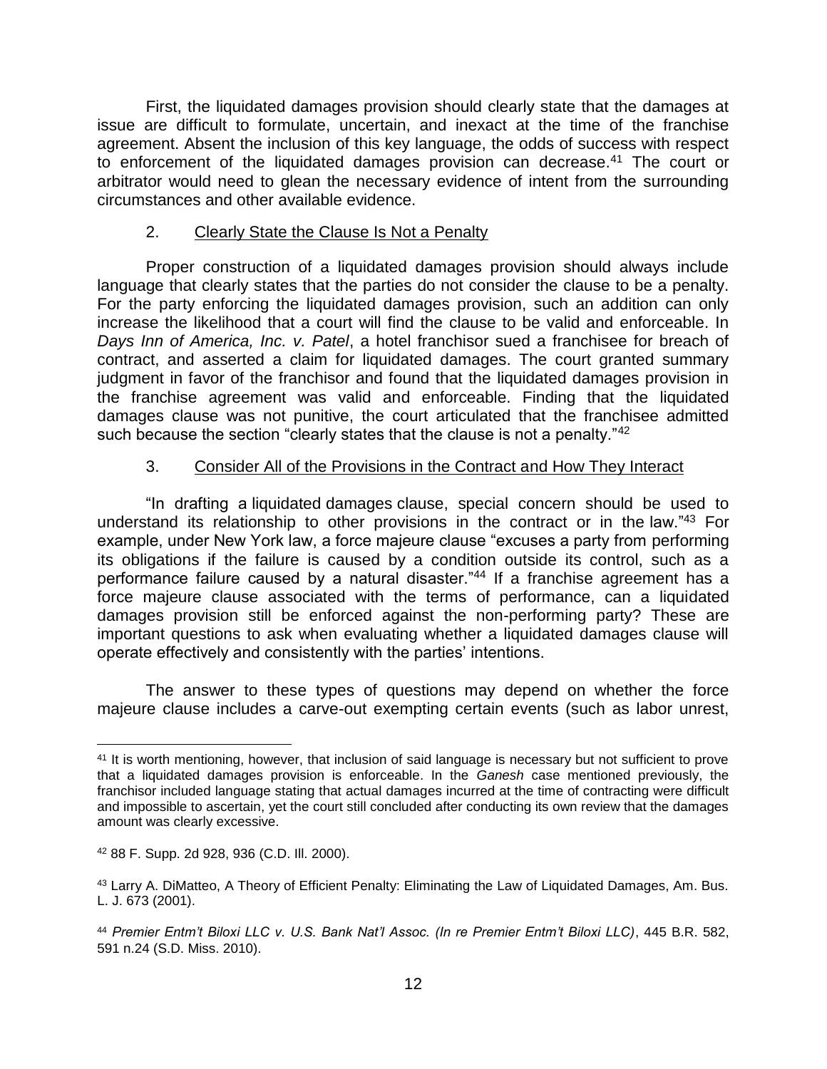First, the liquidated damages provision should clearly state that the damages at issue are difficult to formulate, uncertain, and inexact at the time of the franchise agreement. Absent the inclusion of this key language, the odds of success with respect to enforcement of the liquidated damages provision can decrease.[41] The court or arbitrator would need to glean the necessary evidence of intent from the surrounding circumstances and other available evidence.

2. Clearly State the Clause Is Not a Penalty

Proper construction of a liquidated damages provision should always include language that clearly states that the parties do not consider the clause to be a penalty. For the party enforcing the liquidated damages provision, such an addition can only increase the likelihood that a court will find the clause to be valid and enforceable. In *Days Inn of America, Inc. v. Patel*, a hotel franchisor sued a franchisee for breach of contract, and asserted a claim for liquidated damages. The court granted summary judgment in favor of the franchisor and found that the liquidated damages provision in the franchise agreement was valid and enforceable. Finding that the liquidated damages clause was not punitive, the court articulated that the franchisee admitted such because the section "clearly states that the clause is not a penalty."[42]

3. Consider All of the Provisions in the Contract and How They Interact

"In drafting a liquidated damages clause, special concern should be used to understand its relationship to other provisions in the contract or in the law."[43] For example, under New York law, a force majeure clause "excuses a party from performing its obligations if the failure is caused by a condition outside its control, such as a performance failure caused by a natural disaster."[44] If a franchise agreement has a force majeure clause associated with the terms of performance, can a liquidated damages provision still be enforced against the non-performing party? These are important questions to ask when evaluating whether a liquidated damages clause will operate effectively and consistently with the parties' intentions.

The answer to these types of questions may depend on whether the force majeure clause includes a carve-out exempting certain events (such as labor unrest,

---

[41] It is worth mentioning, however, that inclusion of said language is necessary but not sufficient to prove that a liquidated damages provision is enforceable. In the *Ganesh* case mentioned previously, the franchisor included language stating that actual damages incurred at the time of contracting were difficult and impossible to ascertain, yet the court still concluded after conducting its own review that the damages amount was clearly excessive.

[42] 88 F. Supp. 2d 928, 936 (C.D. Ill. 2000).

[43] Larry A. DiMatteo, A Theory of Efficient Penalty: Eliminating the Law of Liquidated Damages, Am. Bus. L. J. 673 (2001).

[44] *Premier Entm't Biloxi LLC v. U.S. Bank Nat'l Assoc. (In re Premier Entm't Biloxi LLC)*, 445 B.R. 582, 591 n.24 (S.D. Miss. 2010).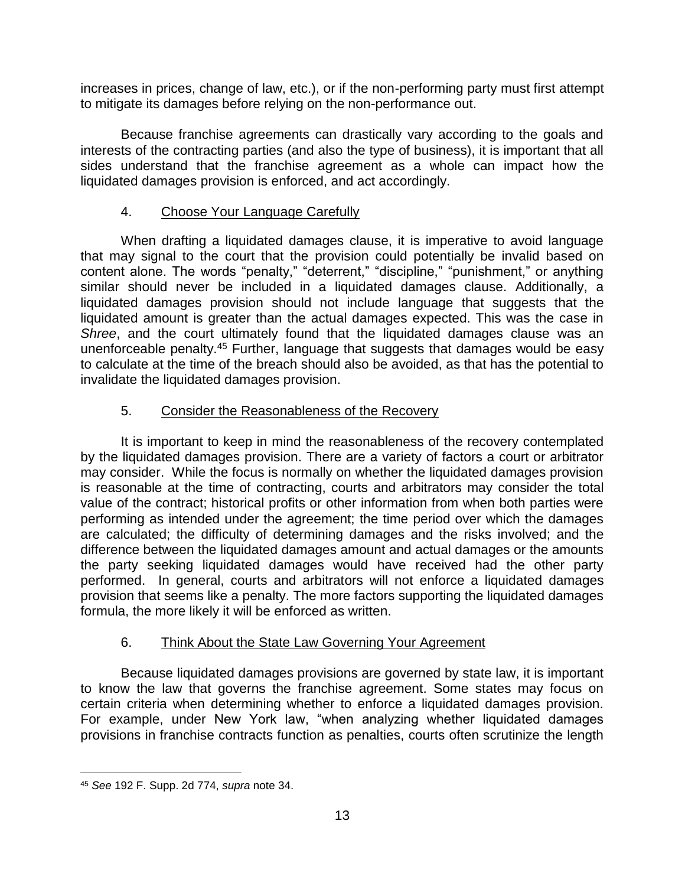increases in prices, change of law, etc.), or if the non-performing party must first attempt to mitigate its damages before relying on the non-performance out.

Because franchise agreements can drastically vary according to the goals and interests of the contracting parties (and also the type of business), it is important that all sides understand that the franchise agreement as a whole can impact how the liquidated damages provision is enforced, and act accordingly.

4. Choose Your Language Carefully

When drafting a liquidated damages clause, it is imperative to avoid language that may signal to the court that the provision could potentially be invalid based on content alone. The words "penalty," "deterrent," "discipline," "punishment," or anything similar should never be included in a liquidated damages clause. Additionally, a liquidated damages provision should not include language that suggests that the liquidated amount is greater than the actual damages expected. This was the case in *Shree*, and the court ultimately found that the liquidated damages clause was an unenforceable penalty.[45] Further, language that suggests that damages would be easy to calculate at the time of the breach should also be avoided, as that has the potential to invalidate the liquidated damages provision.

5. Consider the Reasonableness of the Recovery

It is important to keep in mind the reasonableness of the recovery contemplated by the liquidated damages provision. There are a variety of factors a court or arbitrator may consider. While the focus is normally on whether the liquidated damages provision is reasonable at the time of contracting, courts and arbitrators may consider the total value of the contract; historical profits or other information from when both parties were performing as intended under the agreement; the time period over which the damages are calculated; the difficulty of determining damages and the risks involved; and the difference between the liquidated damages amount and actual damages or the amounts the party seeking liquidated damages would have received had the other party performed. In general, courts and arbitrators will not enforce a liquidated damages provision that seems like a penalty. The more factors supporting the liquidated damages formula, the more likely it will be enforced as written.

6. Think About the State Law Governing Your Agreement

Because liquidated damages provisions are governed by state law, it is important to know the law that governs the franchise agreement. Some states may focus on certain criteria when determining whether to enforce a liquidated damages provision. For example, under New York law, "when analyzing whether liquidated damages provisions in franchise contracts function as penalties, courts often scrutinize the length

---

[45] *See* 192 F. Supp. 2d 774, *supra* note 34.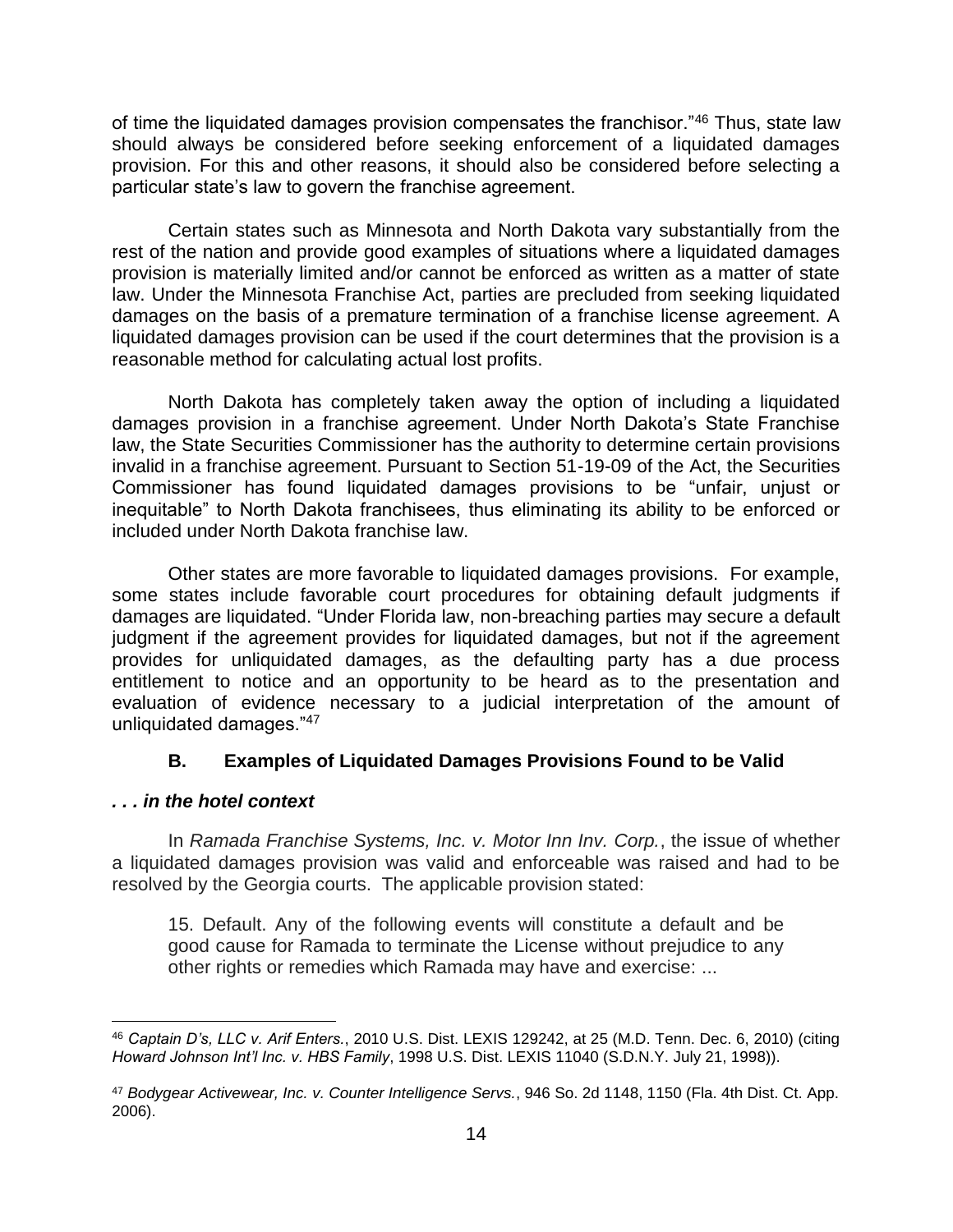of time the liquidated damages provision compensates the franchisor."[46] Thus, state law should always be considered before seeking enforcement of a liquidated damages provision. For this and other reasons, it should also be considered before selecting a particular state's law to govern the franchise agreement.

Certain states such as Minnesota and North Dakota vary substantially from the rest of the nation and provide good examples of situations where a liquidated damages provision is materially limited and/or cannot be enforced as written as a matter of state law. Under the Minnesota Franchise Act, parties are precluded from seeking liquidated damages on the basis of a premature termination of a franchise license agreement. A liquidated damages provision can be used if the court determines that the provision is a reasonable method for calculating actual lost profits.

North Dakota has completely taken away the option of including a liquidated damages provision in a franchise agreement. Under North Dakota's State Franchise law, the State Securities Commissioner has the authority to determine certain provisions invalid in a franchise agreement. Pursuant to Section 51-19-09 of the Act, the Securities Commissioner has found liquidated damages provisions to be "unfair, unjust or inequitable" to North Dakota franchisees, thus eliminating its ability to be enforced or included under North Dakota franchise law.

Other states are more favorable to liquidated damages provisions. For example, some states include favorable court procedures for obtaining default judgments if damages are liquidated. "Under Florida law, non-breaching parties may secure a default judgment if the agreement provides for liquidated damages, but not if the agreement provides for unliquidated damages, as the defaulting party has a due process entitlement to notice and an opportunity to be heard as to the presentation and evaluation of evidence necessary to a judicial interpretation of the amount of unliquidated damages."[47]

### B. Examples of Liquidated Damages Provisions Found to be Valid

***. . . in the hotel context***

In *Ramada Franchise Systems, Inc. v. Motor Inn Inv. Corp.*, the issue of whether a liquidated damages provision was valid and enforceable was raised and had to be resolved by the Georgia courts. The applicable provision stated:

> 15. Default. Any of the following events will constitute a default and be good cause for Ramada to terminate the License without prejudice to any other rights or remedies which Ramada may have and exercise: ...

---

[46] *Captain D's, LLC v. Arif Enters.*, 2010 U.S. Dist. LEXIS 129242, at 25 (M.D. Tenn. Dec. 6, 2010) (citing *Howard Johnson Int'l Inc. v. HBS Family*, 1998 U.S. Dist. LEXIS 11040 (S.D.N.Y. July 21, 1998)).

[47] *Bodygear Activewear, Inc. v. Counter Intelligence Servs.*, 946 So. 2d 1148, 1150 (Fla. 4th Dist. Ct. App. 2006).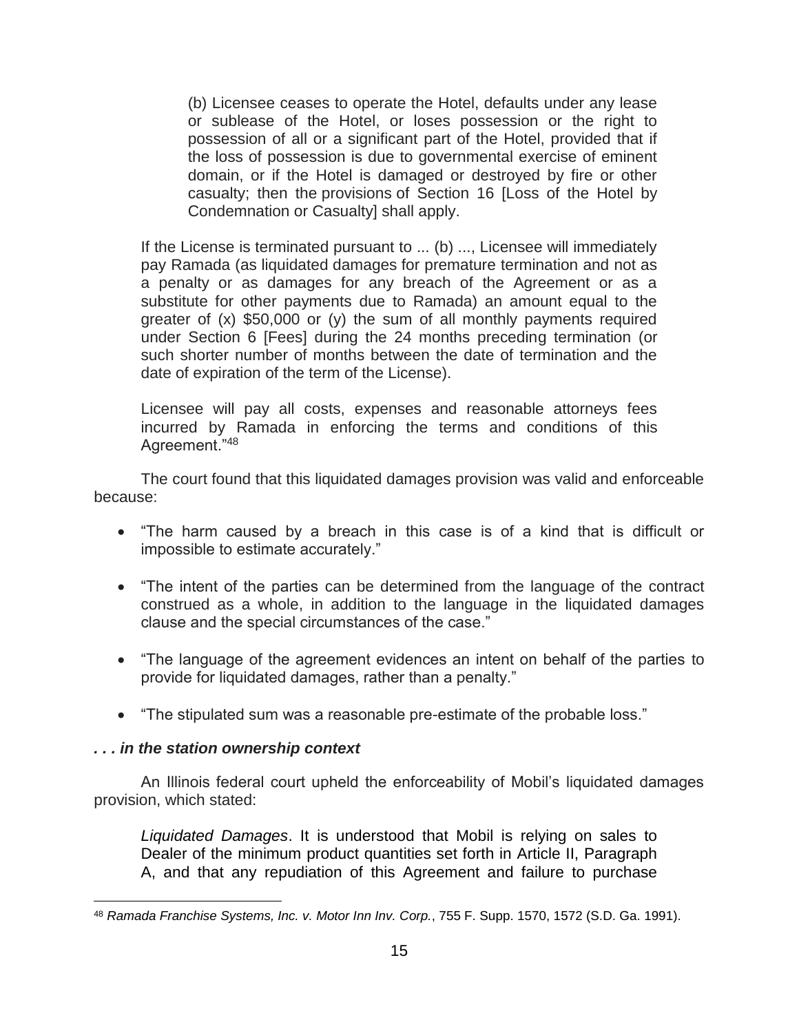> (b) Licensee ceases to operate the Hotel, defaults under any lease or sublease of the Hotel, or loses possession or the right to possession of all or a significant part of the Hotel, provided that if the loss of possession is due to governmental exercise of eminent domain, or if the Hotel is damaged or destroyed by fire or other casualty; then the provisions of Section 16 [Loss of the Hotel by Condemnation or Casualty] shall apply.
>
> If the License is terminated pursuant to ... (b) ..., Licensee will immediately pay Ramada (as liquidated damages for premature termination and not as a penalty or as damages for any breach of the Agreement or as a substitute for other payments due to Ramada) an amount equal to the greater of (x) $50,000 or (y) the sum of all monthly payments required under Section 6 [Fees] during the 24 months preceding termination (or such shorter number of months between the date of termination and the date of expiration of the term of the License).
>
> Licensee will pay all costs, expenses and reasonable attorneys fees incurred by Ramada in enforcing the terms and conditions of this Agreement."[48]

The court found that this liquidated damages provision was valid and enforceable because:

- "The harm caused by a breach in this case is of a kind that is difficult or impossible to estimate accurately."
- "The intent of the parties can be determined from the language of the contract construed as a whole, in addition to the language in the liquidated damages clause and the special circumstances of the case."
- "The language of the agreement evidences an intent on behalf of the parties to provide for liquidated damages, rather than a penalty."
- "The stipulated sum was a reasonable pre-estimate of the probable loss."

***. . . in the station ownership context***

An Illinois federal court upheld the enforceability of Mobil's liquidated damages provision, which stated:

> *Liquidated Damages*. It is understood that Mobil is relying on sales to Dealer of the minimum product quantities set forth in Article II, Paragraph A, and that any repudiation of this Agreement and failure to purchase

---

[48] *Ramada Franchise Systems, Inc. v. Motor Inn Inv. Corp.*, 755 F. Supp. 1570, 1572 (S.D. Ga. 1991).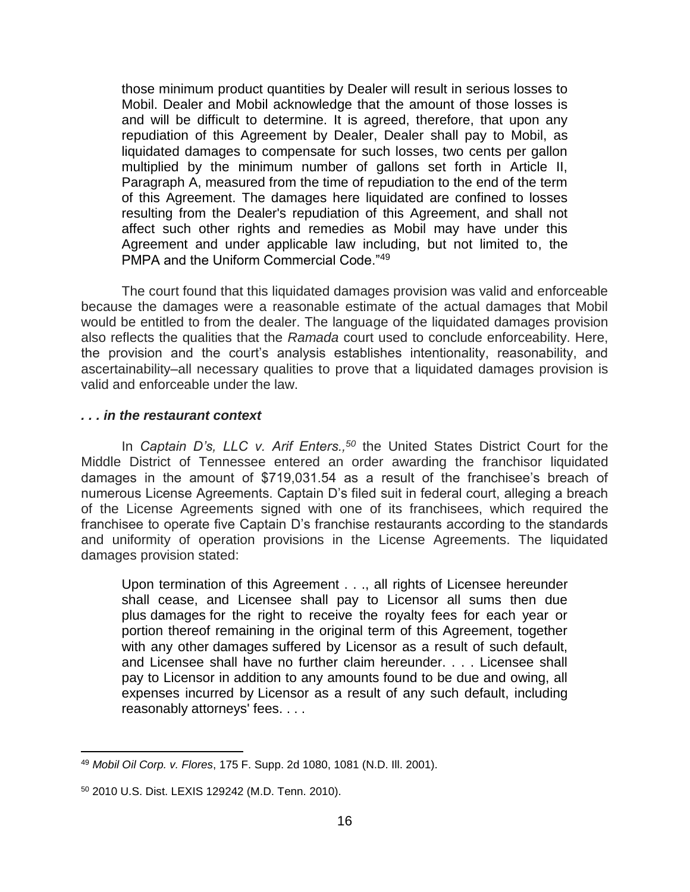> those minimum product quantities by Dealer will result in serious losses to Mobil. Dealer and Mobil acknowledge that the amount of those losses is and will be difficult to determine. It is agreed, therefore, that upon any repudiation of this Agreement by Dealer, Dealer shall pay to Mobil, as liquidated damages to compensate for such losses, two cents per gallon multiplied by the minimum number of gallons set forth in Article II, Paragraph A, measured from the time of repudiation to the end of the term of this Agreement. The damages here liquidated are confined to losses resulting from the Dealer's repudiation of this Agreement, and shall not affect such other rights and remedies as Mobil may have under this Agreement and under applicable law including, but not limited to, the PMPA and the Uniform Commercial Code."[49]

The court found that this liquidated damages provision was valid and enforceable because the damages were a reasonable estimate of the actual damages that Mobil would be entitled to from the dealer. The language of the liquidated damages provision also reflects the qualities that the *Ramada* court used to conclude enforceability. Here, the provision and the court's analysis establishes intentionality, reasonability, and ascertainability–all necessary qualities to prove that a liquidated damages provision is valid and enforceable under the law.

***. . . in the restaurant context***

In *Captain D's, LLC v. Arif Enters.,*[50] the United States District Court for the Middle District of Tennessee entered an order awarding the franchisor liquidated damages in the amount of $719,031.54 as a result of the franchisee's breach of numerous License Agreements. Captain D's filed suit in federal court, alleging a breach of the License Agreements signed with one of its franchisees, which required the franchisee to operate five Captain D's franchise restaurants according to the standards and uniformity of operation provisions in the License Agreements. The liquidated damages provision stated:

> Upon termination of this Agreement . . ., all rights of Licensee hereunder shall cease, and Licensee shall pay to Licensor all sums then due plus damages for the right to receive the royalty fees for each year or portion thereof remaining in the original term of this Agreement, together with any other damages suffered by Licensor as a result of such default, and Licensee shall have no further claim hereunder. . . . Licensee shall pay to Licensor in addition to any amounts found to be due and owing, all expenses incurred by Licensor as a result of any such default, including reasonably attorneys' fees. . . .

---

[49] *Mobil Oil Corp. v. Flores*, 175 F. Supp. 2d 1080, 1081 (N.D. Ill. 2001).

[50] 2010 U.S. Dist. LEXIS 129242 (M.D. Tenn. 2010).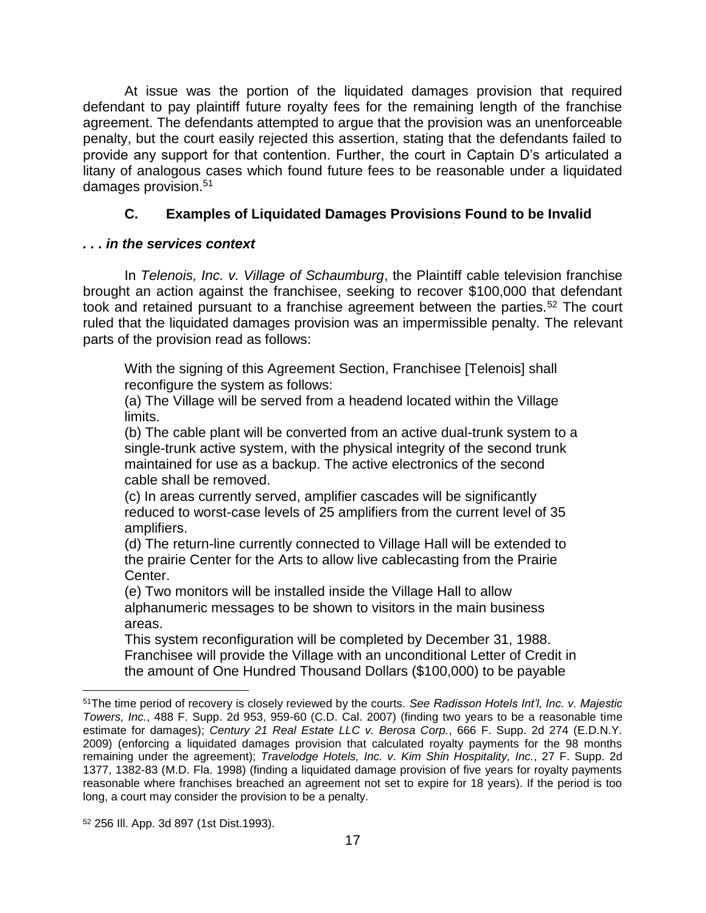At issue was the portion of the liquidated damages provision that required defendant to pay plaintiff future royalty fees for the remaining length of the franchise agreement. The defendants attempted to argue that the provision was an unenforceable penalty, but the court easily rejected this assertion, stating that the defendants failed to provide any support for that contention. Further, the court in Captain D's articulated a litany of analogous cases which found future fees to be reasonable under a liquidated damages provision.[51]

### C. Examples of Liquidated Damages Provisions Found to be Invalid

***. . . in the services context***

In *Telenois, Inc. v. Village of Schaumburg*, the Plaintiff cable television franchise brought an action against the franchisee, seeking to recover $100,000 that defendant took and retained pursuant to a franchise agreement between the parties.[52] The court ruled that the liquidated damages provision was an impermissible penalty. The relevant parts of the provision read as follows:

> With the signing of this Agreement Section, Franchisee [Telenois] shall reconfigure the system as follows:
> (a) The Village will be served from a headend located within the Village limits.
> (b) The cable plant will be converted from an active dual-trunk system to a single-trunk active system, with the physical integrity of the second trunk maintained for use as a backup. The active electronics of the second cable shall be removed.
> (c) In areas currently served, amplifier cascades will be significantly reduced to worst-case levels of 25 amplifiers from the current level of 35 amplifiers.
> (d) The return-line currently connected to Village Hall will be extended to the prairie Center for the Arts to allow live cablecasting from the Prairie Center.
> (e) Two monitors will be installed inside the Village Hall to allow alphanumeric messages to be shown to visitors in the main business areas.
> This system reconfiguration will be completed by December 31, 1988. Franchisee will provide the Village with an unconditional Letter of Credit in the amount of One Hundred Thousand Dollars ($100,000) to be payable

---

[51] The time period of recovery is closely reviewed by the courts. *See Radisson Hotels Int'l, Inc. v. Majestic Towers, Inc.*, 488 F. Supp. 2d 953, 959-60 (C.D. Cal. 2007) (finding two years to be a reasonable time estimate for damages); *Century 21 Real Estate LLC v. Berosa Corp.*, 666 F. Supp. 2d 274 (E.D.N.Y. 2009) (enforcing a liquidated damages provision that calculated royalty payments for the 98 months remaining under the agreement); *Travelodge Hotels, Inc. v. Kim Shin Hospitality, Inc.*, 27 F. Supp. 2d 1377, 1382-83 (M.D. Fla. 1998) (finding a liquidated damage provision of five years for royalty payments reasonable where franchises breached an agreement not set to expire for 18 years). If the period is too long, a court may consider the provision to be a penalty.

[52] 256 Ill. App. 3d 897 (1st Dist.1993).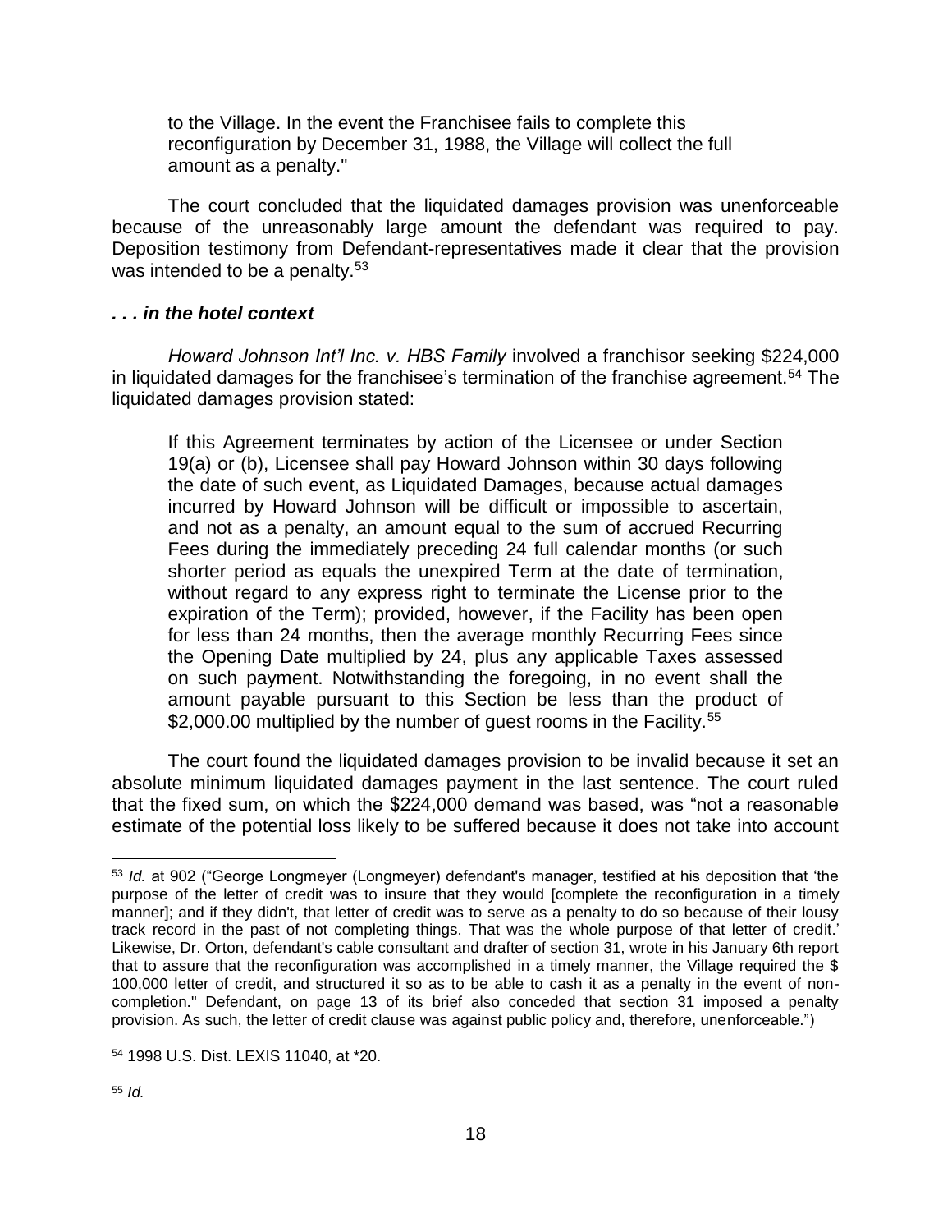> to the Village. In the event the Franchisee fails to complete this reconfiguration by December 31, 1988, the Village will collect the full amount as a penalty."

The court concluded that the liquidated damages provision was unenforceable because of the unreasonably large amount the defendant was required to pay. Deposition testimony from Defendant-representatives made it clear that the provision was intended to be a penalty.[53]

### *. . . in the hotel context*

*Howard Johnson Int'l Inc. v. HBS Family* involved a franchisor seeking $224,000 in liquidated damages for the franchisee's termination of the franchise agreement.[54] The liquidated damages provision stated:

> If this Agreement terminates by action of the Licensee or under Section 19(a) or (b), Licensee shall pay Howard Johnson within 30 days following the date of such event, as Liquidated Damages, because actual damages incurred by Howard Johnson will be difficult or impossible to ascertain, and not as a penalty, an amount equal to the sum of accrued Recurring Fees during the immediately preceding 24 full calendar months (or such shorter period as equals the unexpired Term at the date of termination, without regard to any express right to terminate the License prior to the expiration of the Term); provided, however, if the Facility has been open for less than 24 months, then the average monthly Recurring Fees since the Opening Date multiplied by 24, plus any applicable Taxes assessed on such payment. Notwithstanding the foregoing, in no event shall the amount payable pursuant to this Section be less than the product of $2,000.00 multiplied by the number of guest rooms in the Facility.[55]

The court found the liquidated damages provision to be invalid because it set an absolute minimum liquidated damages payment in the last sentence. The court ruled that the fixed sum, on which the $224,000 demand was based, was "not a reasonable estimate of the potential loss likely to be suffered because it does not take into account

---

[53] *Id.* at 902 ("George Longmeyer (Longmeyer) defendant's manager, testified at his deposition that 'the purpose of the letter of credit was to insure that they would [complete the reconfiguration in a timely manner]; and if they didn't, that letter of credit was to serve as a penalty to do so because of their lousy track record in the past of not completing things. That was the whole purpose of that letter of credit.' Likewise, Dr. Orton, defendant's cable consultant and drafter of section 31, wrote in his January 6th report that to assure that the reconfiguration was accomplished in a timely manner, the Village required the $ 100,000 letter of credit, and structured it so as to be able to cash it as a penalty in the event of non-completion." Defendant, on page 13 of its brief also conceded that section 31 imposed a penalty provision. As such, the letter of credit clause was against public policy and, therefore, unenforceable.")

[54] 1998 U.S. Dist. LEXIS 11040, at *20.

[55] *Id.*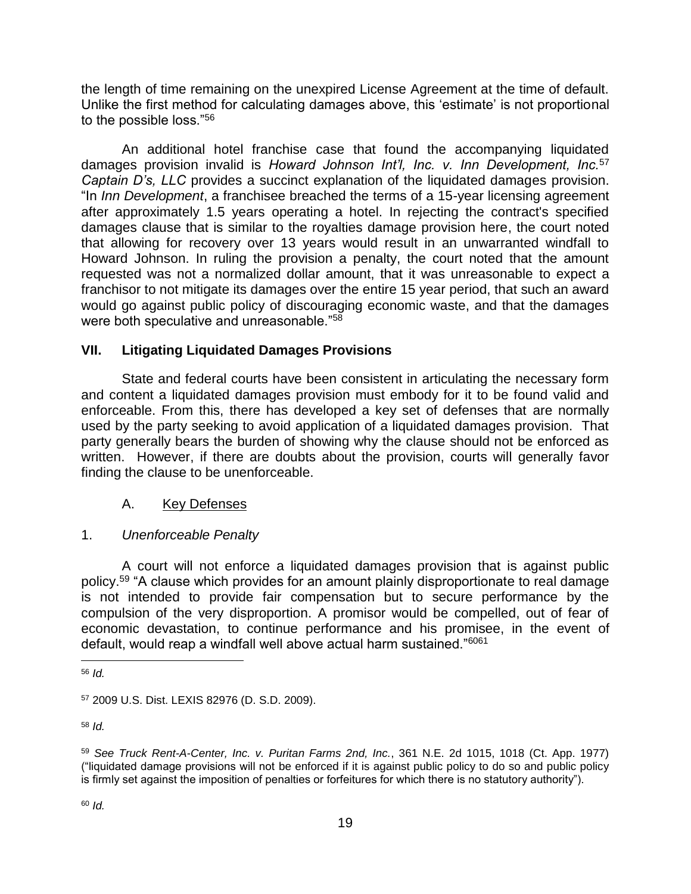the length of time remaining on the unexpired License Agreement at the time of default. Unlike the first method for calculating damages above, this 'estimate' is not proportional to the possible loss."[56]

An additional hotel franchise case that found the accompanying liquidated damages provision invalid is *Howard Johnson Int'l, Inc. v. Inn Development, Inc.*[57] *Captain D's, LLC* provides a succinct explanation of the liquidated damages provision. "In *Inn Development*, a franchisee breached the terms of a 15-year licensing agreement after approximately 1.5 years operating a hotel. In rejecting the contract's specified damages clause that is similar to the royalties damage provision here, the court noted that allowing for recovery over 13 years would result in an unwarranted windfall to Howard Johnson. In ruling the provision a penalty, the court noted that the amount requested was not a normalized dollar amount, that it was unreasonable to expect a franchisor to not mitigate its damages over the entire 15 year period, that such an award would go against public policy of discouraging economic waste, and that the damages were both speculative and unreasonable."[58]

## VII. Litigating Liquidated Damages Provisions

State and federal courts have been consistent in articulating the necessary form and content a liquidated damages provision must embody for it to be found valid and enforceable. From this, there has developed a key set of defenses that are normally used by the party seeking to avoid application of a liquidated damages provision. That party generally bears the burden of showing why the clause should not be enforced as written. However, if there are doubts about the provision, courts will generally favor finding the clause to be unenforceable.

### A. Key Defenses

#### 1. *Unenforceable Penalty*

A court will not enforce a liquidated damages provision that is against public policy.[59] "A clause which provides for an amount plainly disproportionate to real damage is not intended to provide fair compensation but to secure performance by the compulsion of the very disproportion. A promisor would be compelled, out of fear of economic devastation, to continue performance and his promisee, in the event of default, would reap a windfall well above actual harm sustained."[60][61]

---

[56] *Id.*

[57] 2009 U.S. Dist. LEXIS 82976 (D. S.D. 2009).

[58] *Id.*

[59] *See Truck Rent-A-Center, Inc. v. Puritan Farms 2nd, Inc.*, 361 N.E. 2d 1015, 1018 (Ct. App. 1977) ("liquidated damage provisions will not be enforced if it is against public policy to do so and public policy is firmly set against the imposition of penalties or forfeitures for which there is no statutory authority").

[60] *Id.*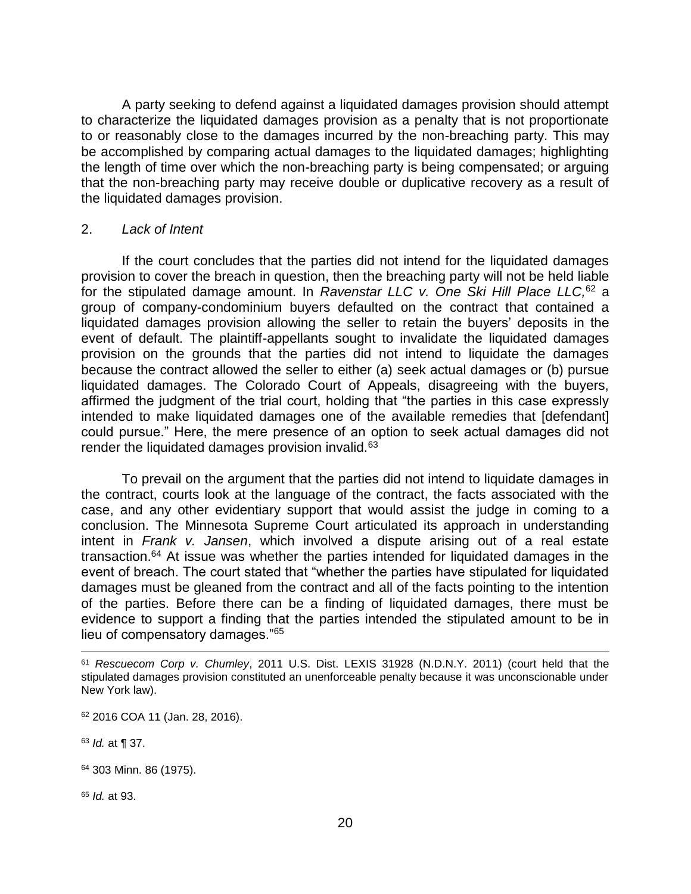A party seeking to defend against a liquidated damages provision should attempt to characterize the liquidated damages provision as a penalty that is not proportionate to or reasonably close to the damages incurred by the non-breaching party. This may be accomplished by comparing actual damages to the liquidated damages; highlighting the length of time over which the non-breaching party is being compensated; or arguing that the non-breaching party may receive double or duplicative recovery as a result of the liquidated damages provision.

2. *Lack of Intent*

If the court concludes that the parties did not intend for the liquidated damages provision to cover the breach in question, then the breaching party will not be held liable for the stipulated damage amount. In *Ravenstar LLC v. One Ski Hill Place LLC,*[62] a group of company-condominium buyers defaulted on the contract that contained a liquidated damages provision allowing the seller to retain the buyers' deposits in the event of default. The plaintiff-appellants sought to invalidate the liquidated damages provision on the grounds that the parties did not intend to liquidate the damages because the contract allowed the seller to either (a) seek actual damages or (b) pursue liquidated damages. The Colorado Court of Appeals, disagreeing with the buyers, affirmed the judgment of the trial court, holding that "the parties in this case expressly intended to make liquidated damages one of the available remedies that [defendant] could pursue." Here, the mere presence of an option to seek actual damages did not render the liquidated damages provision invalid.[63]

To prevail on the argument that the parties did not intend to liquidate damages in the contract, courts look at the language of the contract, the facts associated with the case, and any other evidentiary support that would assist the judge in coming to a conclusion. The Minnesota Supreme Court articulated its approach in understanding intent in *Frank v. Jansen*, which involved a dispute arising out of a real estate transaction.[64] At issue was whether the parties intended for liquidated damages in the event of breach. The court stated that "whether the parties have stipulated for liquidated damages must be gleaned from the contract and all of the facts pointing to the intention of the parties. Before there can be a finding of liquidated damages, there must be evidence to support a finding that the parties intended the stipulated amount to be in lieu of compensatory damages."[65]

---

[61] *Rescuecom Corp v. Chumley*, 2011 U.S. Dist. LEXIS 31928 (N.D.N.Y. 2011) (court held that the stipulated damages provision constituted an unenforceable penalty because it was unconscionable under New York law).

[62] 2016 COA 11 (Jan. 28, 2016).

[63] *Id.* at ¶ 37.

[64] 303 Minn. 86 (1975).

[65] *Id.* at 93.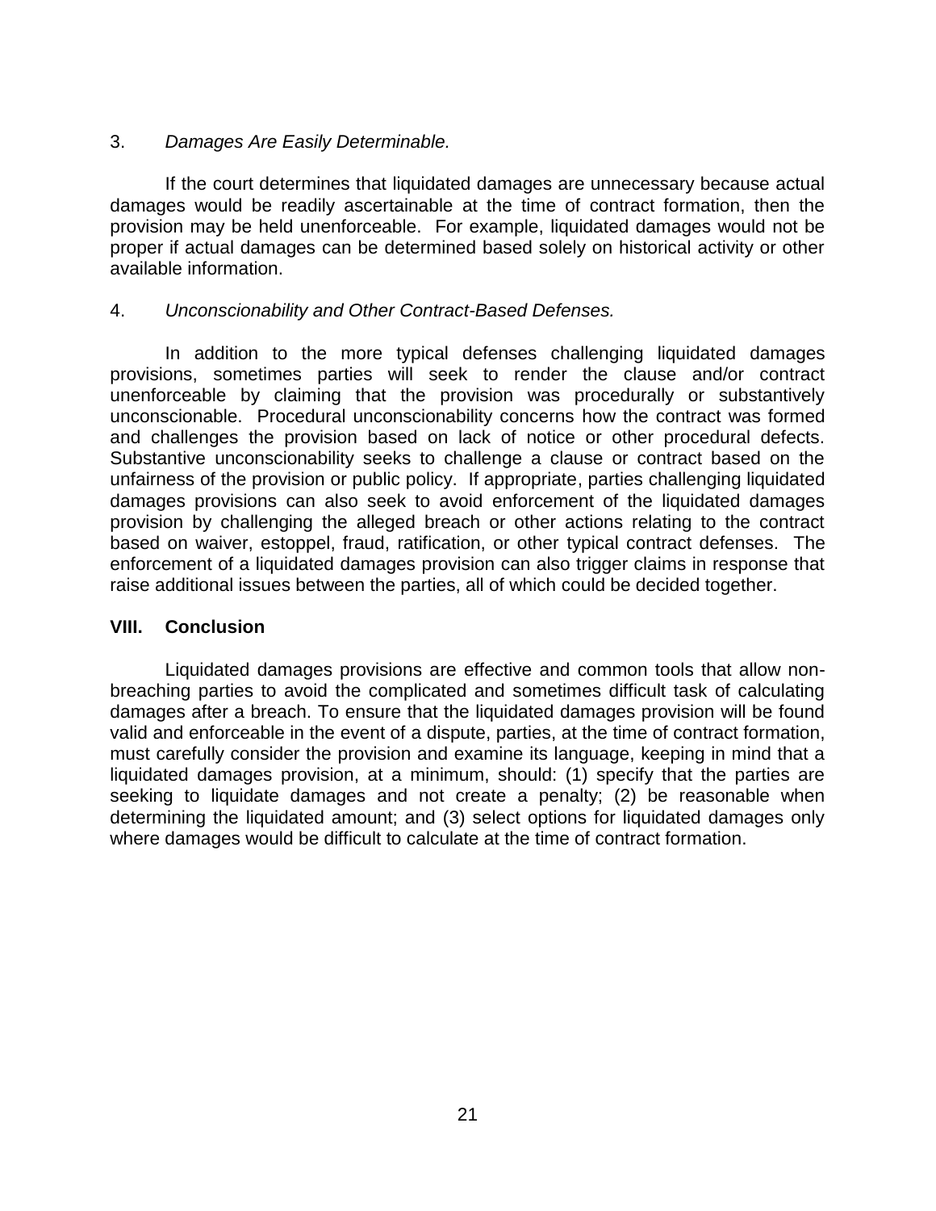3. *Damages Are Easily Determinable.*

If the court determines that liquidated damages are unnecessary because actual damages would be readily ascertainable at the time of contract formation, then the provision may be held unenforceable. For example, liquidated damages would not be proper if actual damages can be determined based solely on historical activity or other available information.

4. *Unconscionability and Other Contract-Based Defenses.*

In addition to the more typical defenses challenging liquidated damages provisions, sometimes parties will seek to render the clause and/or contract unenforceable by claiming that the provision was procedurally or substantively unconscionable. Procedural unconscionability concerns how the contract was formed and challenges the provision based on lack of notice or other procedural defects. Substantive unconscionability seeks to challenge a clause or contract based on the unfairness of the provision or public policy. If appropriate, parties challenging liquidated damages provisions can also seek to avoid enforcement of the liquidated damages provision by challenging the alleged breach or other actions relating to the contract based on waiver, estoppel, fraud, ratification, or other typical contract defenses. The enforcement of a liquidated damages provision can also trigger claims in response that raise additional issues between the parties, all of which could be decided together.

## VIII. Conclusion

Liquidated damages provisions are effective and common tools that allow non-breaching parties to avoid the complicated and sometimes difficult task of calculating damages after a breach. To ensure that the liquidated damages provision will be found valid and enforceable in the event of a dispute, parties, at the time of contract formation, must carefully consider the provision and examine its language, keeping in mind that a liquidated damages provision, at a minimum, should: (1) specify that the parties are seeking to liquidate damages and not create a penalty; (2) be reasonable when determining the liquidated amount; and (3) select options for liquidated damages only where damages would be difficult to calculate at the time of contract formation.